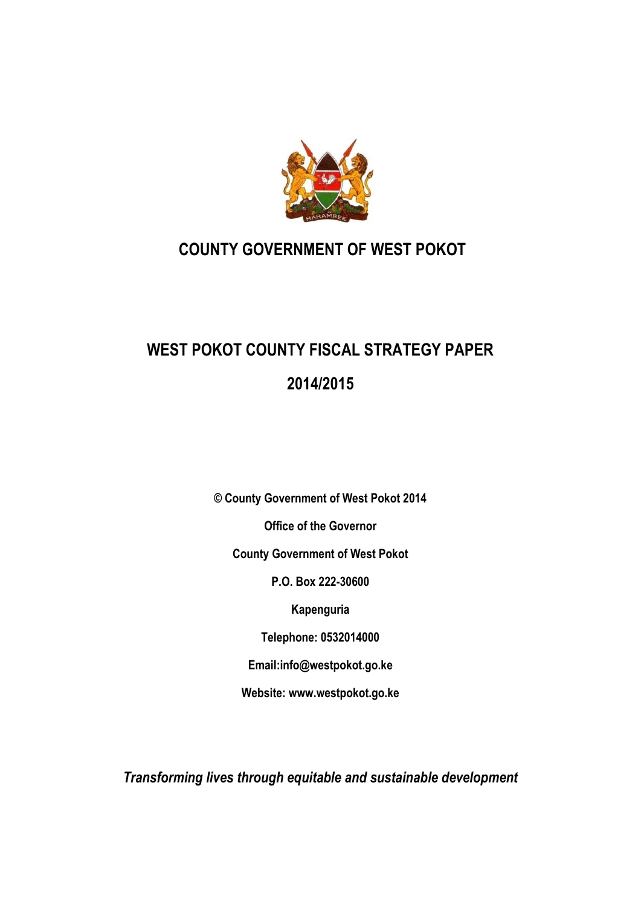# COUNTY GOVERNMENT OF WEST POKOT

# WEST POKOT COUNTY FISCAL STRATEGY PAPER

# 2014/2015

**© County Government of West Pokot 2014**

**Office of the Governor**

**County Government of West Pokot**

**P.O. Box 222-30600**

**Kapenguria**

**Telephone: 0532014000**

**Email:info@westpokot.go.ke**

**Website: www.westpokot.go.ke**

***Transforming lives through equitable and sustainable development***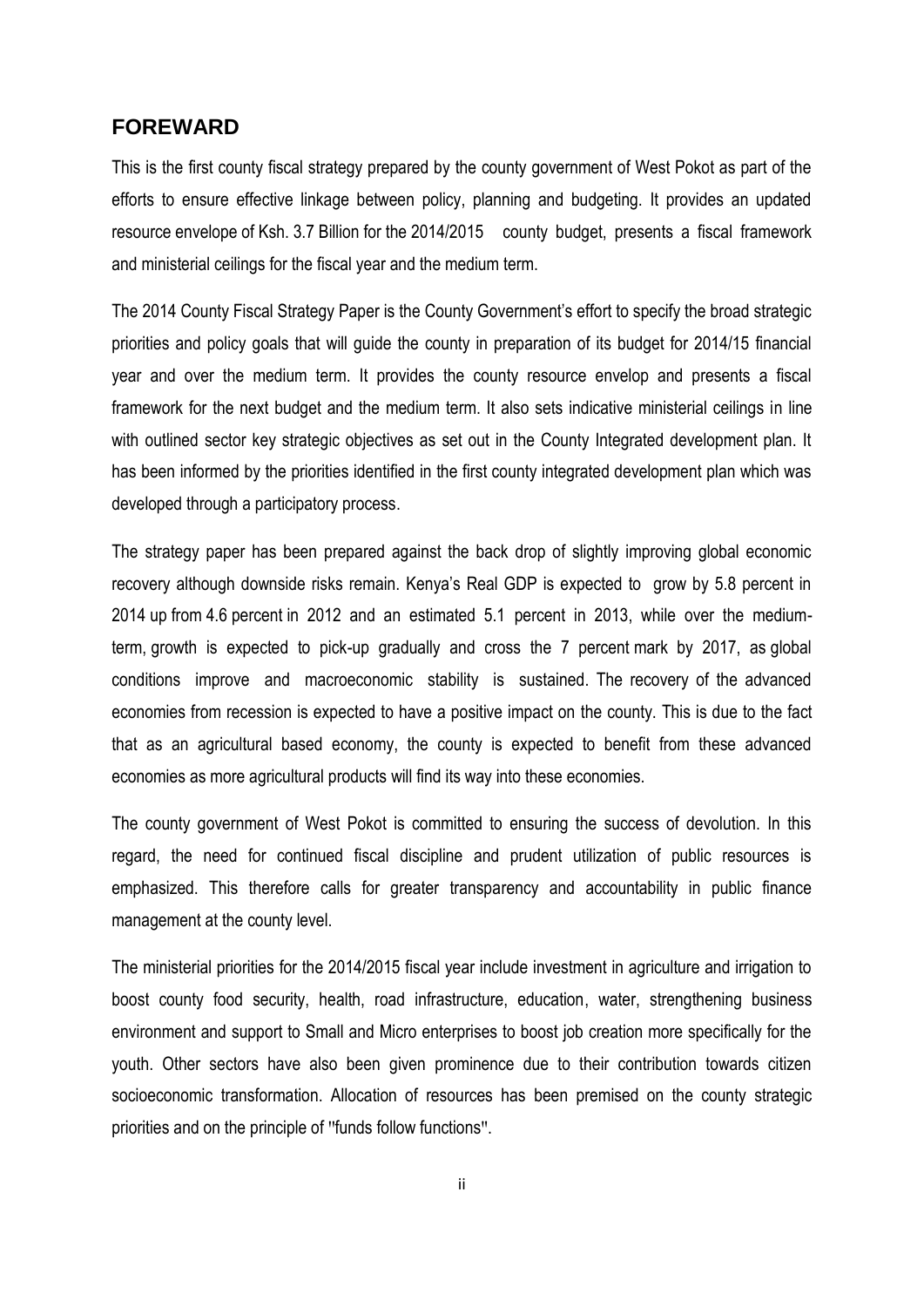## FOREWARD

This is the first county fiscal strategy prepared by the county government of West Pokot as part of the efforts to ensure effective linkage between policy, planning and budgeting. It provides an updated resource envelope of Ksh. 3.7 Billion for the 2014/2015 county budget, presents a fiscal framework and ministerial ceilings for the fiscal year and the medium term.

The 2014 County Fiscal Strategy Paper is the County Government's effort to specify the broad strategic priorities and policy goals that will guide the county in preparation of its budget for 2014/15 financial year and over the medium term. It provides the county resource envelop and presents a fiscal framework for the next budget and the medium term. It also sets indicative ministerial ceilings in line with outlined sector key strategic objectives as set out in the County Integrated development plan. It has been informed by the priorities identified in the first county integrated development plan which was developed through a participatory process.

The strategy paper has been prepared against the back drop of slightly improving global economic recovery although downside risks remain. Kenya's Real GDP is expected to grow by 5.8 percent in 2014 up from 4.6 percent in 2012 and an estimated 5.1 percent in 2013, while over the medium-term, growth is expected to pick-up gradually and cross the 7 percent mark by 2017, as global conditions improve and macroeconomic stability is sustained. The recovery of the advanced economies from recession is expected to have a positive impact on the county. This is due to the fact that as an agricultural based economy, the county is expected to benefit from these advanced economies as more agricultural products will find its way into these economies.

The county government of West Pokot is committed to ensuring the success of devolution. In this regard, the need for continued fiscal discipline and prudent utilization of public resources is emphasized. This therefore calls for greater transparency and accountability in public finance management at the county level.

The ministerial priorities for the 2014/2015 fiscal year include investment in agriculture and irrigation to boost county food security, health, road infrastructure, education, water, strengthening business environment and support to Small and Micro enterprises to boost job creation more specifically for the youth. Other sectors have also been given prominence due to their contribution towards citizen socioeconomic transformation. Allocation of resources has been premised on the county strategic priorities and on the principle of "funds follow functions".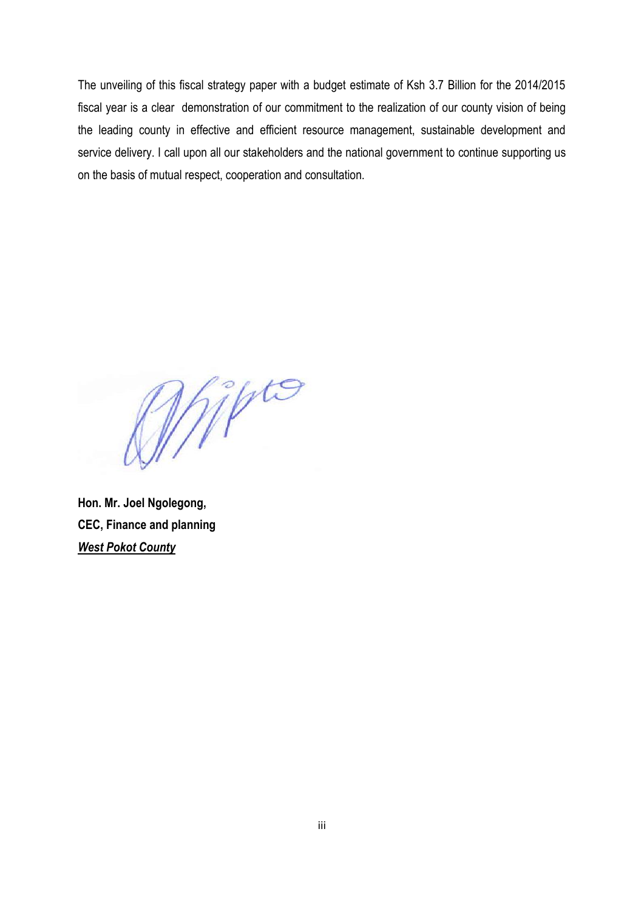The unveiling of this fiscal strategy paper with a budget estimate of Ksh 3.7 Billion for the 2014/2015 fiscal year is a clear demonstration of our commitment to the realization of our county vision of being the leading county in effective and efficient resource management, sustainable development and service delivery. I call upon all our stakeholders and the national government to continue supporting us on the basis of mutual respect, cooperation and consultation.

**Hon. Mr. Joel Ngolegong,**
**CEC, Finance and planning**
***West Pokot County***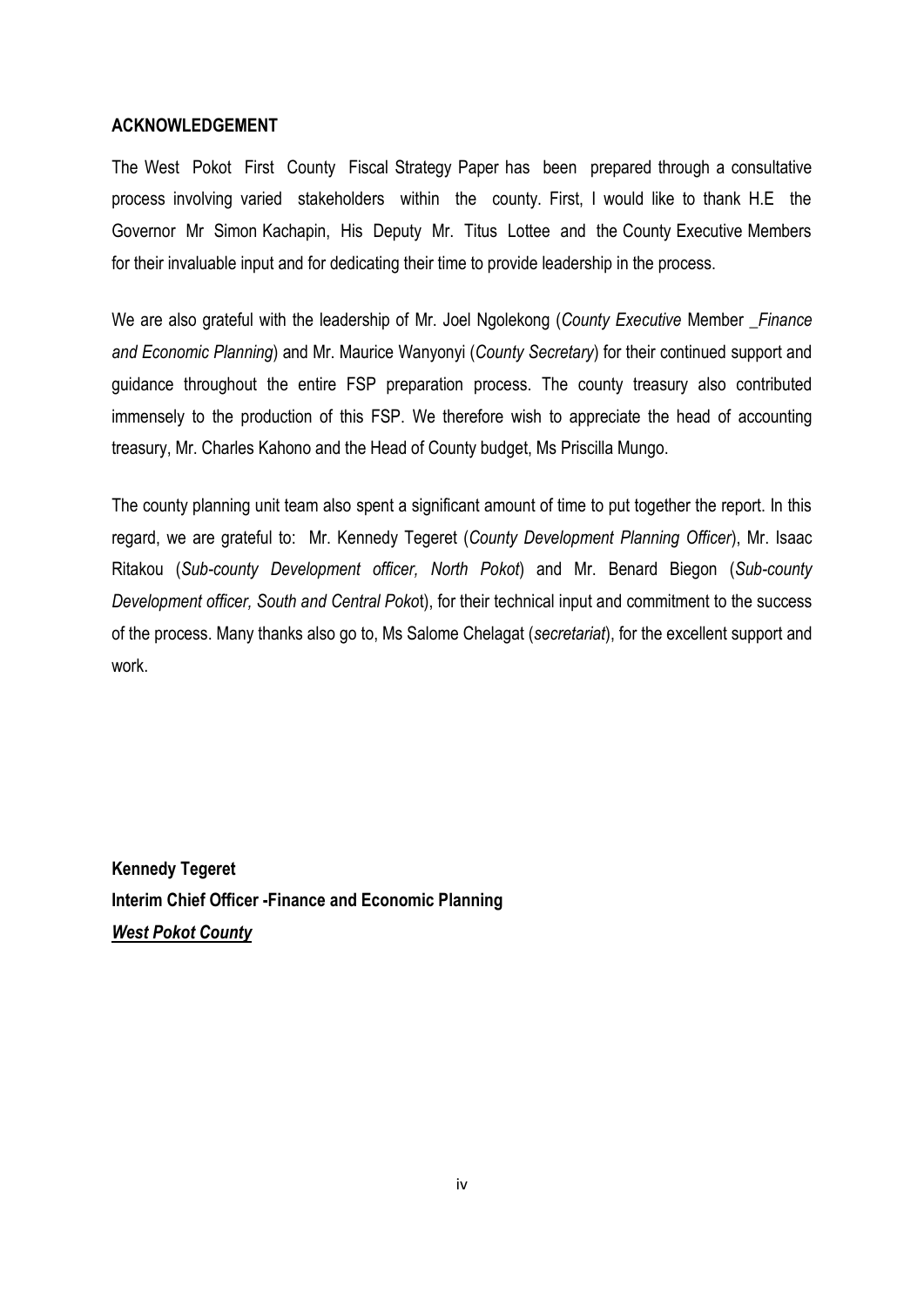**ACKNOWLEDGEMENT**

The West Pokot First County Fiscal Strategy Paper has been prepared through a consultative process involving varied stakeholders within the county. First, I would like to thank H.E the Governor Mr Simon Kachapin, His Deputy Mr. Titus Lottee and the County Executive Members for their invaluable input and for dedicating their time to provide leadership in the process.

We are also grateful with the leadership of Mr. Joel Ngolekong (*County Executive* Member *_Finance and Economic Planning*) and Mr. Maurice Wanyonyi (*County Secretary*) for their continued support and guidance throughout the entire FSP preparation process. The county treasury also contributed immensely to the production of this FSP. We therefore wish to appreciate the head of accounting treasury, Mr. Charles Kahono and the Head of County budget, Ms Priscilla Mungo.

The county planning unit team also spent a significant amount of time to put together the report. In this regard, we are grateful to: Mr. Kennedy Tegeret (*County Development Planning Officer*), Mr. Isaac Ritakou (*Sub-county Development officer, North Pokot*) and Mr. Benard Biegon (*Sub-county Development officer, South and Central Poko*t), for their technical input and commitment to the success of the process. Many thanks also go to, Ms Salome Chelagat (*secretariat*), for the excellent support and work.

**Kennedy Tegeret**
**Interim Chief Officer -Finance and Economic Planning**
***West Pokot County***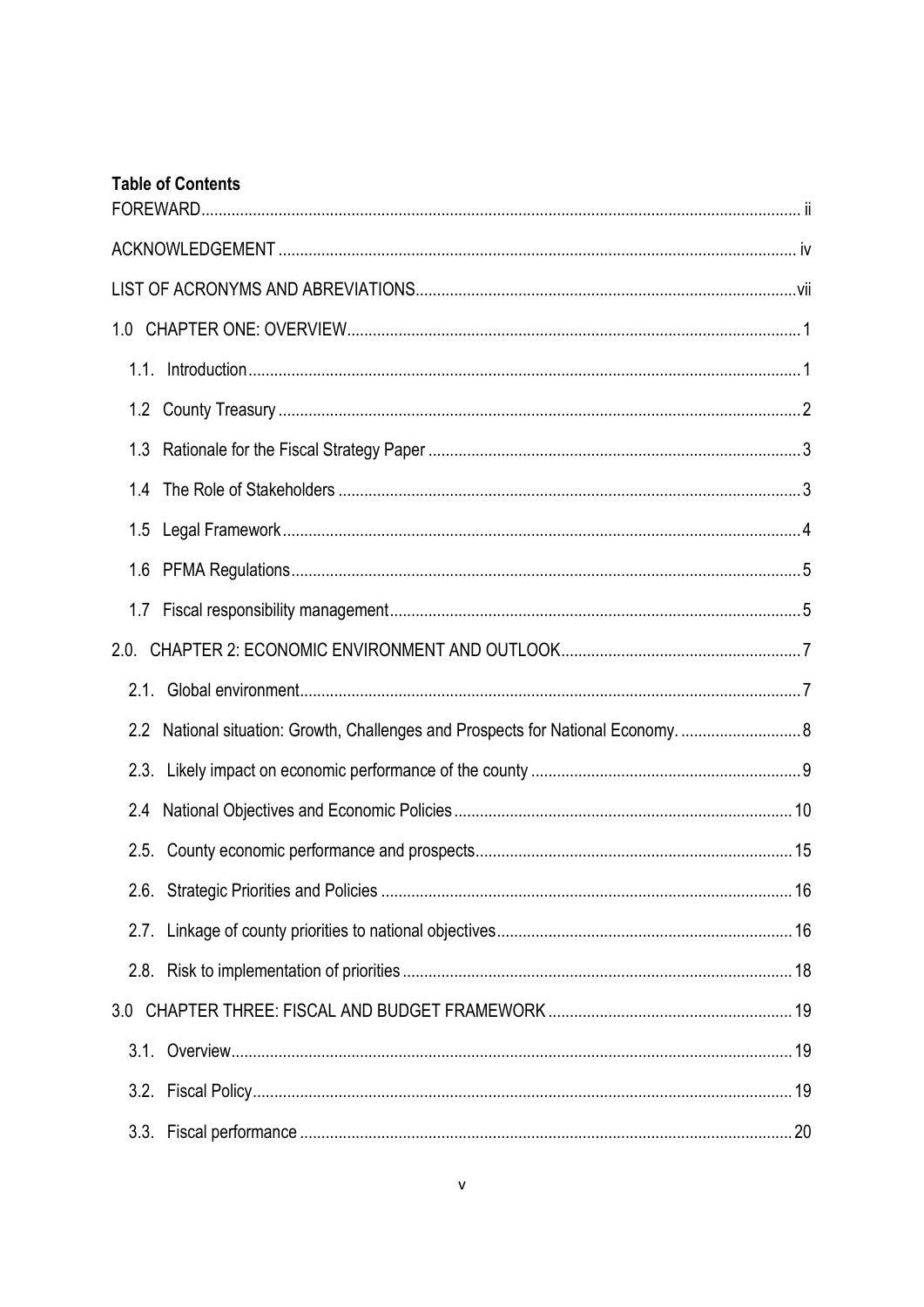**Table of Contents**

FOREWARD .......... ii

ACKNOWLEDGEMENT .......... iv

LIST OF ACRONYMS AND ABREVIATIONS .......... vii

1.0 CHAPTER ONE: OVERVIEW .......... 1

- 1.1. Introduction .......... 1
- 1.2 County Treasury .......... 2
- 1.3 Rationale for the Fiscal Strategy Paper .......... 3
- 1.4 The Role of Stakeholders .......... 3
- 1.5 Legal Framework .......... 4
- 1.6 PFMA Regulations .......... 5
- 1.7 Fiscal responsibility management .......... 5

2.0. CHAPTER 2: ECONOMIC ENVIRONMENT AND OUTLOOK .......... 7

- 2.1. Global environment .......... 7
- 2.2 National situation: Growth, Challenges and Prospects for National Economy. .......... 8
- 2.3. Likely impact on economic performance of the county .......... 9
- 2.4 National Objectives and Economic Policies .......... 10
- 2.5. County economic performance and prospects .......... 15
- 2.6. Strategic Priorities and Policies .......... 16
- 2.7. Linkage of county priorities to national objectives .......... 16
- 2.8. Risk to implementation of priorities .......... 18

3.0 CHAPTER THREE: FISCAL AND BUDGET FRAMEWORK .......... 19

- 3.1. Overview .......... 19
- 3.2. Fiscal Policy .......... 19
- 3.3. Fiscal performance .......... 20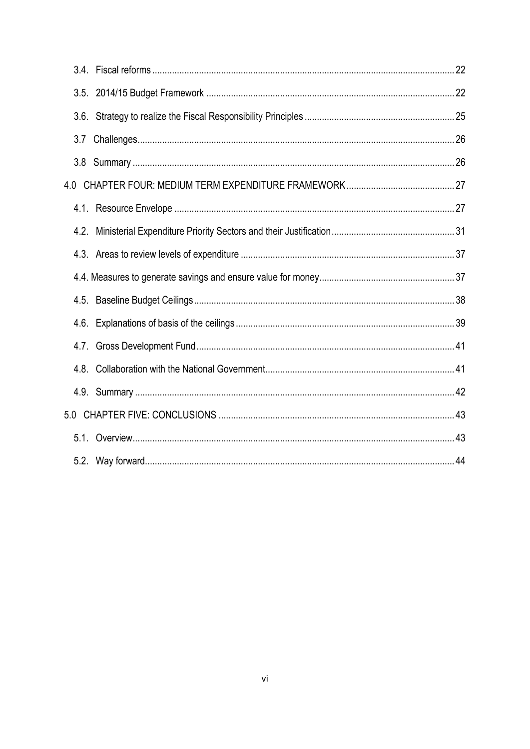- 3.4. Fiscal reforms ........ 22
- 3.5. 2014/15 Budget Framework ........ 22
- 3.6. Strategy to realize the Fiscal Responsibility Principles ........ 25
- 3.7 Challenges ........ 26
- 3.8 Summary ........ 26

4.0 CHAPTER FOUR: MEDIUM TERM EXPENDITURE FRAMEWORK ........ 27

- 4.1. Resource Envelope ........ 27
- 4.2. Ministerial Expenditure Priority Sectors and their Justification ........ 31
- 4.3. Areas to review levels of expenditure ........ 37
- 4.4. Measures to generate savings and ensure value for money ........ 37
- 4.5. Baseline Budget Ceilings ........ 38
- 4.6. Explanations of basis of the ceilings ........ 39
- 4.7. Gross Development Fund ........ 41
- 4.8. Collaboration with the National Government ........ 41
- 4.9. Summary ........ 42

5.0 CHAPTER FIVE: CONCLUSIONS ........ 43

- 5.1. Overview ........ 43
- 5.2. Way forward ........ 44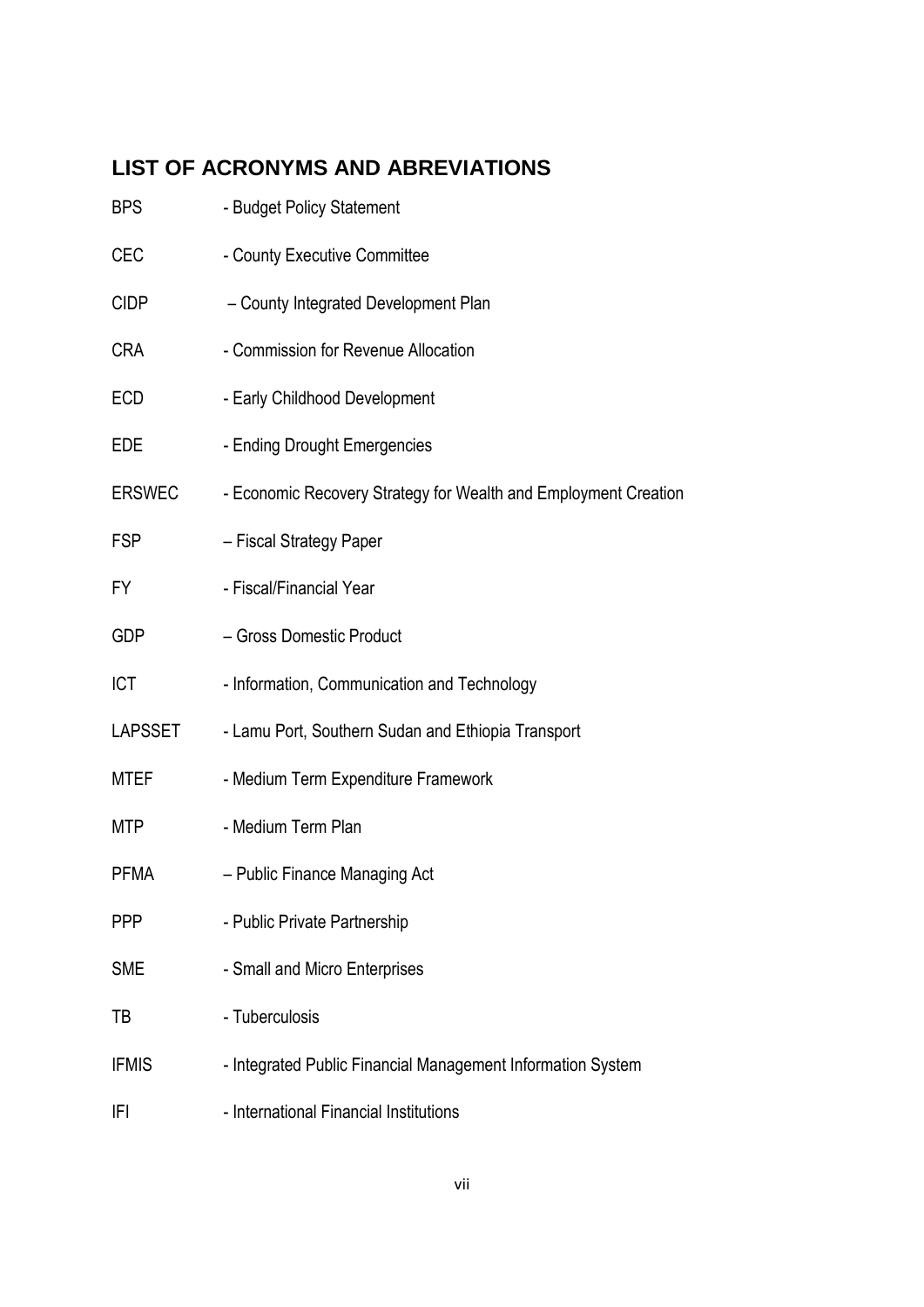## LIST OF ACRONYMS AND ABREVIATIONS

BPS - Budget Policy Statement

CEC - County Executive Committee

CIDP – County Integrated Development Plan

CRA - Commission for Revenue Allocation

ECD - Early Childhood Development

EDE - Ending Drought Emergencies

ERSWEC - Economic Recovery Strategy for Wealth and Employment Creation

FSP – Fiscal Strategy Paper

FY - Fiscal/Financial Year

GDP – Gross Domestic Product

ICT - Information, Communication and Technology

LAPSSET - Lamu Port, Southern Sudan and Ethiopia Transport

MTEF - Medium Term Expenditure Framework

MTP - Medium Term Plan

PFMA – Public Finance Managing Act

PPP - Public Private Partnership

SME - Small and Micro Enterprises

TB - Tuberculosis

IFMIS - Integrated Public Financial Management Information System

IFI - International Financial Institutions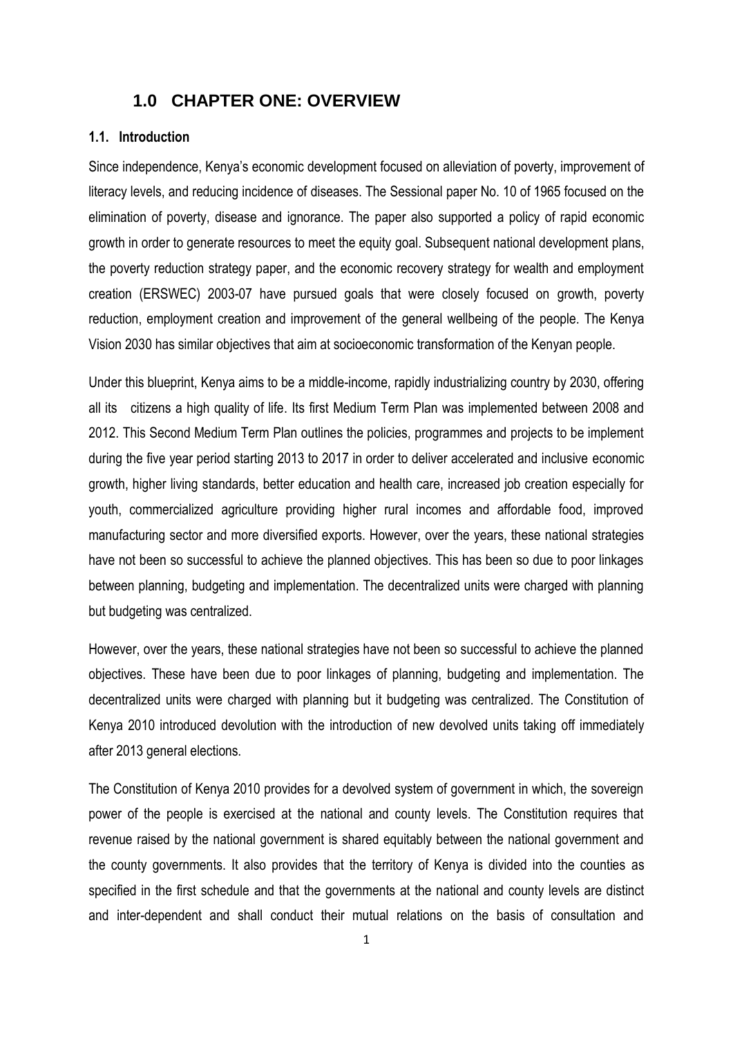# 1.0 CHAPTER ONE: OVERVIEW

## 1.1. Introduction

Since independence, Kenya's economic development focused on alleviation of poverty, improvement of literacy levels, and reducing incidence of diseases. The Sessional paper No. 10 of 1965 focused on the elimination of poverty, disease and ignorance. The paper also supported a policy of rapid economic growth in order to generate resources to meet the equity goal. Subsequent national development plans, the poverty reduction strategy paper, and the economic recovery strategy for wealth and employment creation (ERSWEC) 2003-07 have pursued goals that were closely focused on growth, poverty reduction, employment creation and improvement of the general wellbeing of the people. The Kenya Vision 2030 has similar objectives that aim at socioeconomic transformation of the Kenyan people.

Under this blueprint, Kenya aims to be a middle-income, rapidly industrializing country by 2030, offering all its citizens a high quality of life. Its first Medium Term Plan was implemented between 2008 and 2012. This Second Medium Term Plan outlines the policies, programmes and projects to be implement during the five year period starting 2013 to 2017 in order to deliver accelerated and inclusive economic growth, higher living standards, better education and health care, increased job creation especially for youth, commercialized agriculture providing higher rural incomes and affordable food, improved manufacturing sector and more diversified exports. However, over the years, these national strategies have not been so successful to achieve the planned objectives. This has been so due to poor linkages between planning, budgeting and implementation. The decentralized units were charged with planning but budgeting was centralized.

However, over the years, these national strategies have not been so successful to achieve the planned objectives. These have been due to poor linkages of planning, budgeting and implementation. The decentralized units were charged with planning but it budgeting was centralized. The Constitution of Kenya 2010 introduced devolution with the introduction of new devolved units taking off immediately after 2013 general elections.

The Constitution of Kenya 2010 provides for a devolved system of government in which, the sovereign power of the people is exercised at the national and county levels. The Constitution requires that revenue raised by the national government is shared equitably between the national government and the county governments. It also provides that the territory of Kenya is divided into the counties as specified in the first schedule and that the governments at the national and county levels are distinct and inter-dependent and shall conduct their mutual relations on the basis of consultation and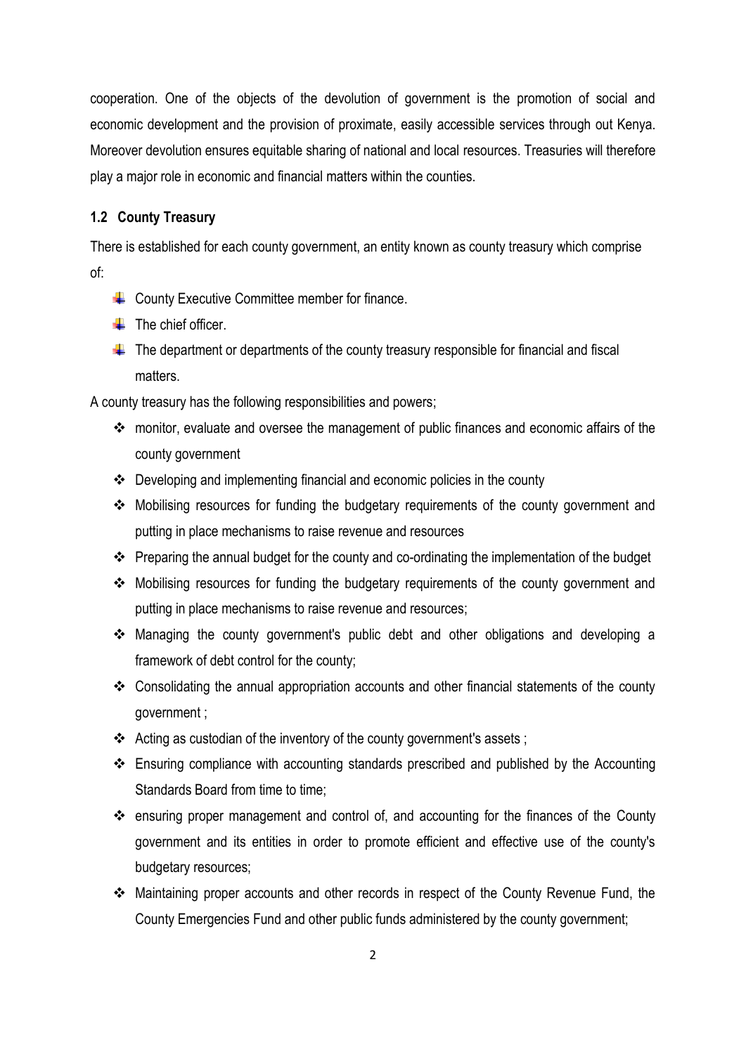cooperation. One of the objects of the devolution of government is the promotion of social and economic development and the provision of proximate, easily accessible services through out Kenya. Moreover devolution ensures equitable sharing of national and local resources. Treasuries will therefore play a major role in economic and financial matters within the counties.

### 1.2 County Treasury

There is established for each county government, an entity known as county treasury which comprise of:

- County Executive Committee member for finance.
- The chief officer.
- The department or departments of the county treasury responsible for financial and fiscal matters.

A county treasury has the following responsibilities and powers;

- monitor, evaluate and oversee the management of public finances and economic affairs of the county government
- Developing and implementing financial and economic policies in the county
- Mobilising resources for funding the budgetary requirements of the county government and putting in place mechanisms to raise revenue and resources
- Preparing the annual budget for the county and co-ordinating the implementation of the budget
- Mobilising resources for funding the budgetary requirements of the county government and putting in place mechanisms to raise revenue and resources;
- Managing the county government's public debt and other obligations and developing a framework of debt control for the county;
- Consolidating the annual appropriation accounts and other financial statements of the county government ;
- Acting as custodian of the inventory of the county government's assets ;
- Ensuring compliance with accounting standards prescribed and published by the Accounting Standards Board from time to time;
- ensuring proper management and control of, and accounting for the finances of the County government and its entities in order to promote efficient and effective use of the county's budgetary resources;
- Maintaining proper accounts and other records in respect of the County Revenue Fund, the County Emergencies Fund and other public funds administered by the county government;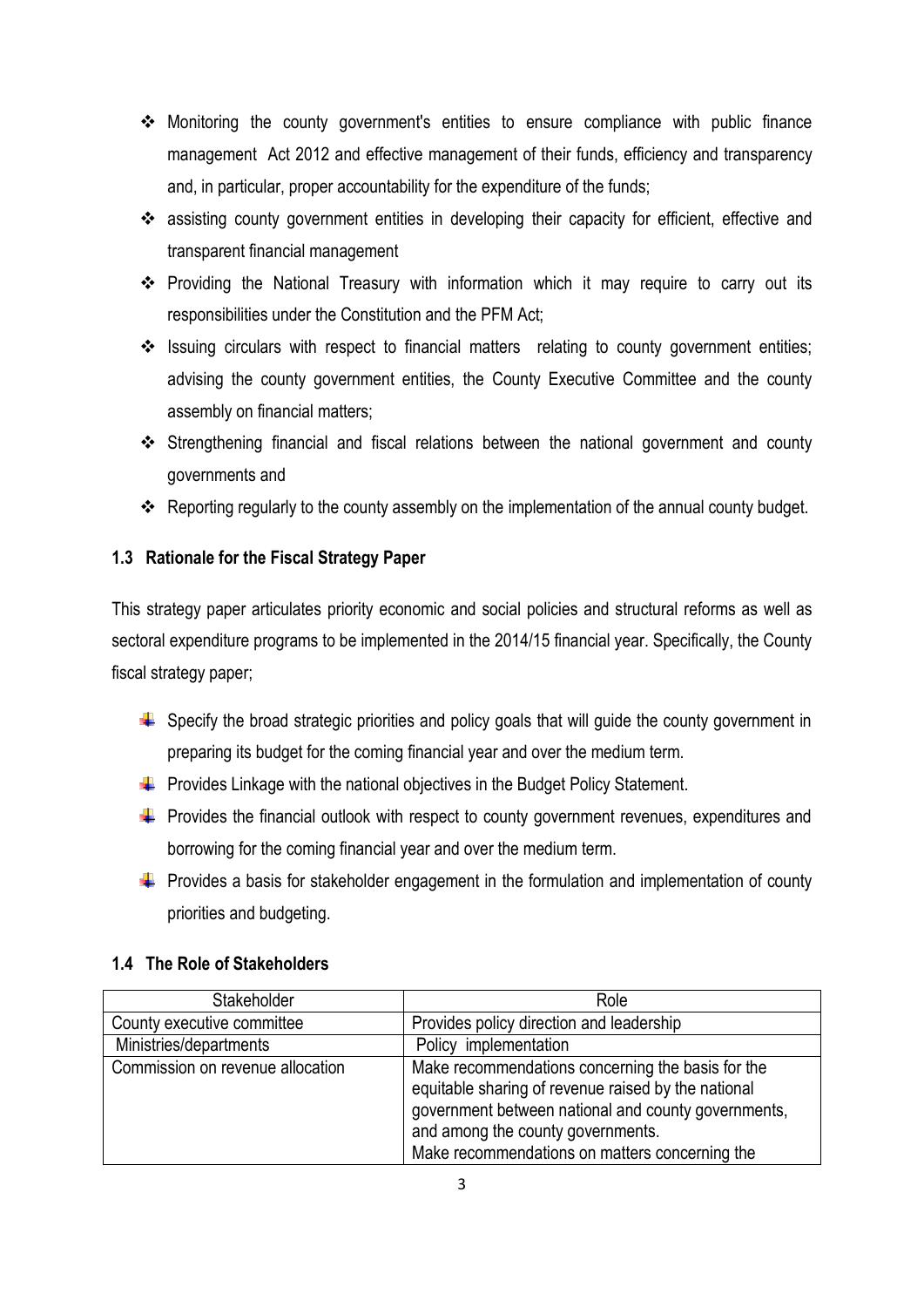- Monitoring the county government's entities to ensure compliance with public finance management Act 2012 and effective management of their funds, efficiency and transparency and, in particular, proper accountability for the expenditure of the funds;
- assisting county government entities in developing their capacity for efficient, effective and transparent financial management
- Providing the National Treasury with information which it may require to carry out its responsibilities under the Constitution and the PFM Act;
- Issuing circulars with respect to financial matters relating to county government entities; advising the county government entities, the County Executive Committee and the county assembly on financial matters;
- Strengthening financial and fiscal relations between the national government and county governments and
- Reporting regularly to the county assembly on the implementation of the annual county budget.

### 1.3 Rationale for the Fiscal Strategy Paper

This strategy paper articulates priority economic and social policies and structural reforms as well as sectoral expenditure programs to be implemented in the 2014/15 financial year. Specifically, the County fiscal strategy paper;

- Specify the broad strategic priorities and policy goals that will guide the county government in preparing its budget for the coming financial year and over the medium term.
- Provides Linkage with the national objectives in the Budget Policy Statement.
- Provides the financial outlook with respect to county government revenues, expenditures and borrowing for the coming financial year and over the medium term.
- Provides a basis for stakeholder engagement in the formulation and implementation of county priorities and budgeting.

### 1.4 The Role of Stakeholders

| Stakeholder | Role |
| --- | --- |
| County executive committee | Provides policy direction and leadership |
| Ministries/departments | Policy implementation |
| Commission on revenue allocation | Make recommendations concerning the basis for the equitable sharing of revenue raised by the national government between national and county governments, and among the county governments.<br>Make recommendations on matters concerning the |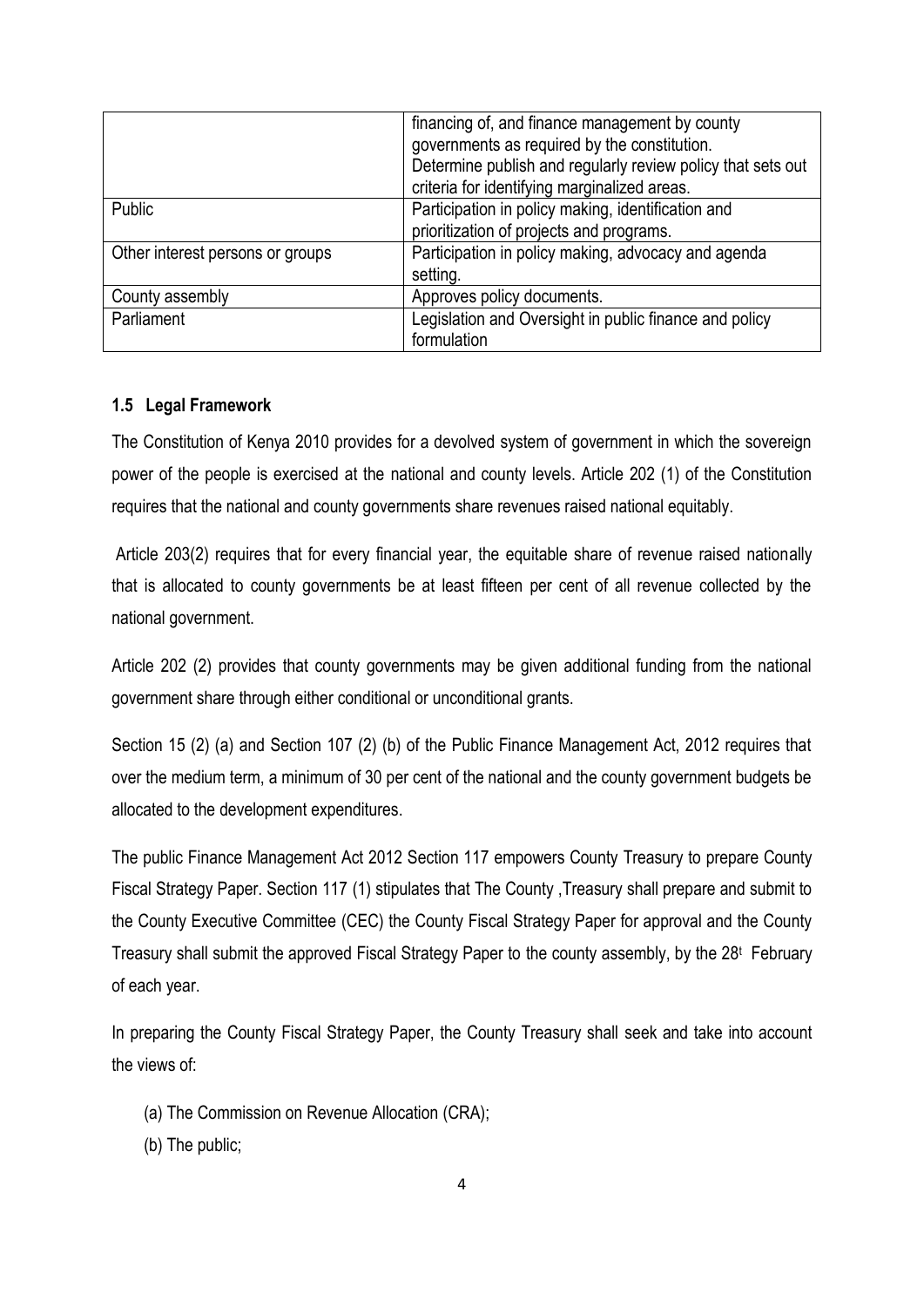| | |
|---|---|
| | financing of, and finance management by county governments as required by the constitution. Determine publish and regularly review policy that sets out criteria for identifying marginalized areas. |
| Public | Participation in policy making, identification and prioritization of projects and programs. |
| Other interest persons or groups | Participation in policy making, advocacy and agenda setting. |
| County assembly | Approves policy documents. |
| Parliament | Legislation and Oversight in public finance and policy formulation |

### 1.5 Legal Framework

The Constitution of Kenya 2010 provides for a devolved system of government in which the sovereign power of the people is exercised at the national and county levels. Article 202 (1) of the Constitution requires that the national and county governments share revenues raised national equitably.

Article 203(2) requires that for every financial year, the equitable share of revenue raised nationally that is allocated to county governments be at least fifteen per cent of all revenue collected by the national government.

Article 202 (2) provides that county governments may be given additional funding from the national government share through either conditional or unconditional grants.

Section 15 (2) (a) and Section 107 (2) (b) of the Public Finance Management Act, 2012 requires that over the medium term, a minimum of 30 per cent of the national and the county government budgets be allocated to the development expenditures.

The public Finance Management Act 2012 Section 117 empowers County Treasury to prepare County Fiscal Strategy Paper. Section 117 (1) stipulates that The County ,Treasury shall prepare and submit to the County Executive Committee (CEC) the County Fiscal Strategy Paper for approval and the County Treasury shall submit the approved Fiscal Strategy Paper to the county assembly, by the 28t February of each year.

In preparing the County Fiscal Strategy Paper, the County Treasury shall seek and take into account the views of:

(a) The Commission on Revenue Allocation (CRA);

(b) The public;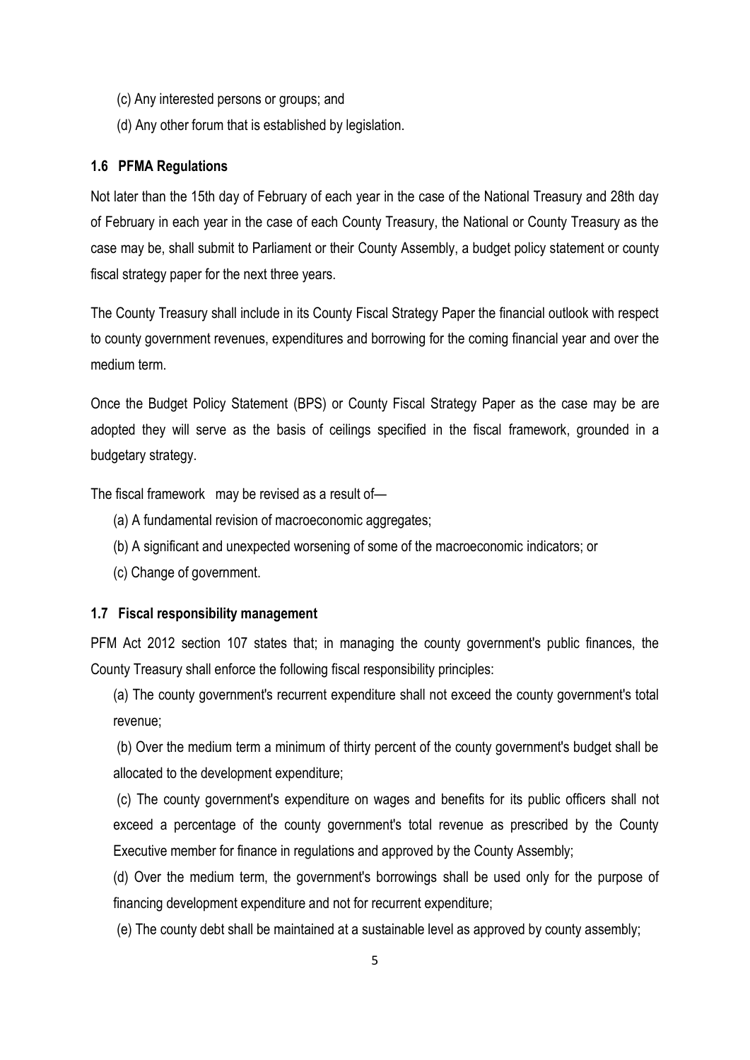(c) Any interested persons or groups; and

(d) Any other forum that is established by legislation.

### 1.6 PFMA Regulations

Not later than the 15th day of February of each year in the case of the National Treasury and 28th day of February in each year in the case of each County Treasury, the National or County Treasury as the case may be, shall submit to Parliament or their County Assembly, a budget policy statement or county fiscal strategy paper for the next three years.

The County Treasury shall include in its County Fiscal Strategy Paper the financial outlook with respect to county government revenues, expenditures and borrowing for the coming financial year and over the medium term.

Once the Budget Policy Statement (BPS) or County Fiscal Strategy Paper as the case may be are adopted they will serve as the basis of ceilings specified in the fiscal framework, grounded in a budgetary strategy.

The fiscal framework may be revised as a result of—

(a) A fundamental revision of macroeconomic aggregates;

(b) A significant and unexpected worsening of some of the macroeconomic indicators; or

(c) Change of government.

### 1.7 Fiscal responsibility management

PFM Act 2012 section 107 states that; in managing the county government's public finances, the County Treasury shall enforce the following fiscal responsibility principles:

(a) The county government's recurrent expenditure shall not exceed the county government's total revenue;

(b) Over the medium term a minimum of thirty percent of the county government's budget shall be allocated to the development expenditure;

(c) The county government's expenditure on wages and benefits for its public officers shall not exceed a percentage of the county government's total revenue as prescribed by the County Executive member for finance in regulations and approved by the County Assembly;

(d) Over the medium term, the government's borrowings shall be used only for the purpose of financing development expenditure and not for recurrent expenditure;

(e) The county debt shall be maintained at a sustainable level as approved by county assembly;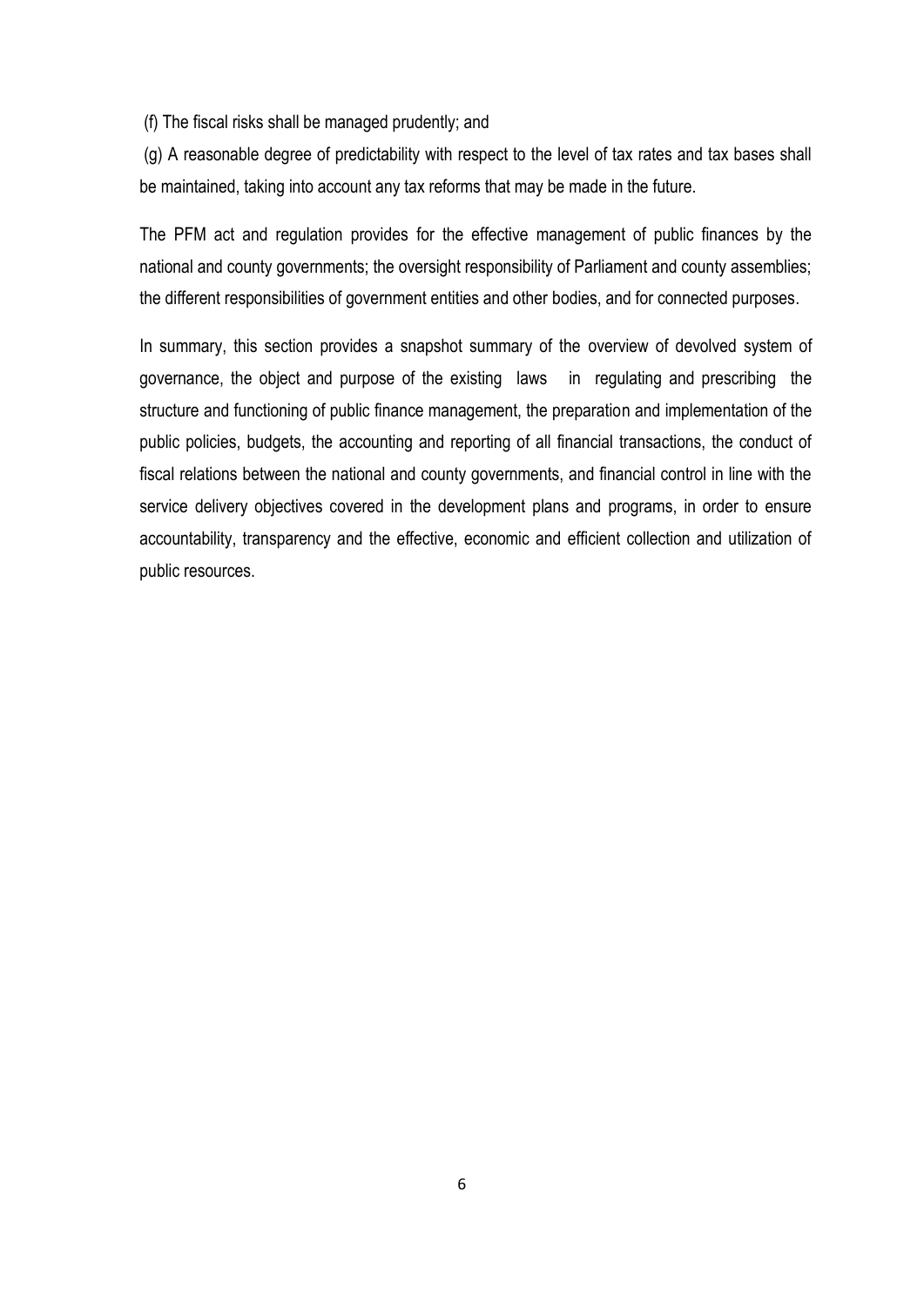(f) The fiscal risks shall be managed prudently; and

(g) A reasonable degree of predictability with respect to the level of tax rates and tax bases shall be maintained, taking into account any tax reforms that may be made in the future.

The PFM act and regulation provides for the effective management of public finances by the national and county governments; the oversight responsibility of Parliament and county assemblies; the different responsibilities of government entities and other bodies, and for connected purposes.

In summary, this section provides a snapshot summary of the overview of devolved system of governance, the object and purpose of the existing laws in regulating and prescribing the structure and functioning of public finance management, the preparation and implementation of the public policies, budgets, the accounting and reporting of all financial transactions, the conduct of fiscal relations between the national and county governments, and financial control in line with the service delivery objectives covered in the development plans and programs, in order to ensure accountability, transparency and the effective, economic and efficient collection and utilization of public resources.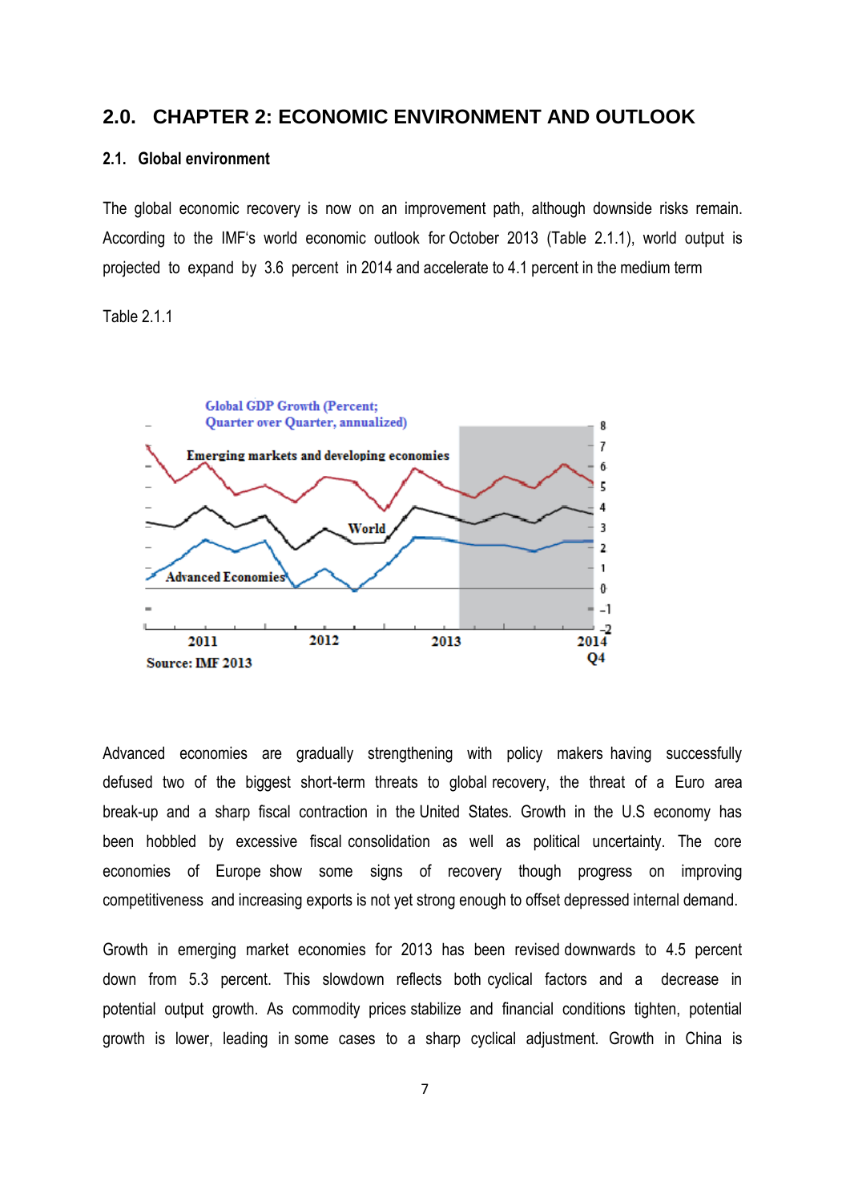## 2.0. CHAPTER 2: ECONOMIC ENVIRONMENT AND OUTLOOK

### 2.1. Global environment

The global economic recovery is now on an improvement path, although downside risks remain. According to the IMF's world economic outlook for October 2013 (Table 2.1.1), world output is projected to expand by 3.6 percent in 2014 and accelerate to 4.1 percent in the medium term

Table 2.1.1

Global GDP Growth (Percent; Quarter over Quarter, annualized)

Source: IMF 2013

Advanced economies are gradually strengthening with policy makers having successfully defused two of the biggest short-term threats to global recovery, the threat of a Euro area break-up and a sharp fiscal contraction in the United States. Growth in the U.S economy has been hobbled by excessive fiscal consolidation as well as political uncertainty. The core economies of Europe show some signs of recovery though progress on improving competitiveness and increasing exports is not yet strong enough to offset depressed internal demand.

Growth in emerging market economies for 2013 has been revised downwards to 4.5 percent down from 5.3 percent. This slowdown reflects both cyclical factors and a decrease in potential output growth. As commodity prices stabilize and financial conditions tighten, potential growth is lower, leading in some cases to a sharp cyclical adjustment. Growth in China is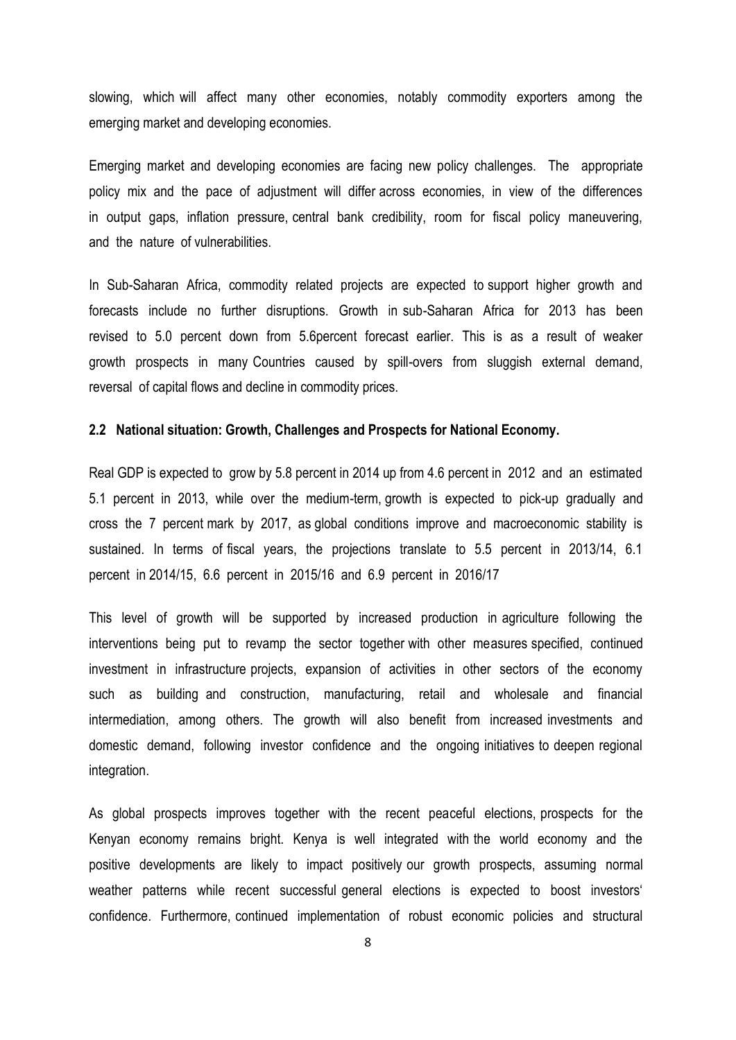slowing, which will affect many other economies, notably commodity exporters among the emerging market and developing economies.

Emerging market and developing economies are facing new policy challenges. The appropriate policy mix and the pace of adjustment will differ across economies, in view of the differences in output gaps, inflation pressure, central bank credibility, room for fiscal policy maneuvering, and the nature of vulnerabilities.

In Sub-Saharan Africa, commodity related projects are expected to support higher growth and forecasts include no further disruptions. Growth in sub-Saharan Africa for 2013 has been revised to 5.0 percent down from 5.6percent forecast earlier. This is as a result of weaker growth prospects in many Countries caused by spill-overs from sluggish external demand, reversal of capital flows and decline in commodity prices.

### 2.2 National situation: Growth, Challenges and Prospects for National Economy.

Real GDP is expected to grow by 5.8 percent in 2014 up from 4.6 percent in 2012 and an estimated 5.1 percent in 2013, while over the medium-term, growth is expected to pick-up gradually and cross the 7 percent mark by 2017, as global conditions improve and macroeconomic stability is sustained. In terms of fiscal years, the projections translate to 5.5 percent in 2013/14, 6.1 percent in 2014/15, 6.6 percent in 2015/16 and 6.9 percent in 2016/17

This level of growth will be supported by increased production in agriculture following the interventions being put to revamp the sector together with other measures specified, continued investment in infrastructure projects, expansion of activities in other sectors of the economy such as building and construction, manufacturing, retail and wholesale and financial intermediation, among others. The growth will also benefit from increased investments and domestic demand, following investor confidence and the ongoing initiatives to deepen regional integration.

As global prospects improves together with the recent peaceful elections, prospects for the Kenyan economy remains bright. Kenya is well integrated with the world economy and the positive developments are likely to impact positively our growth prospects, assuming normal weather patterns while recent successful general elections is expected to boost investors' confidence. Furthermore, continued implementation of robust economic policies and structural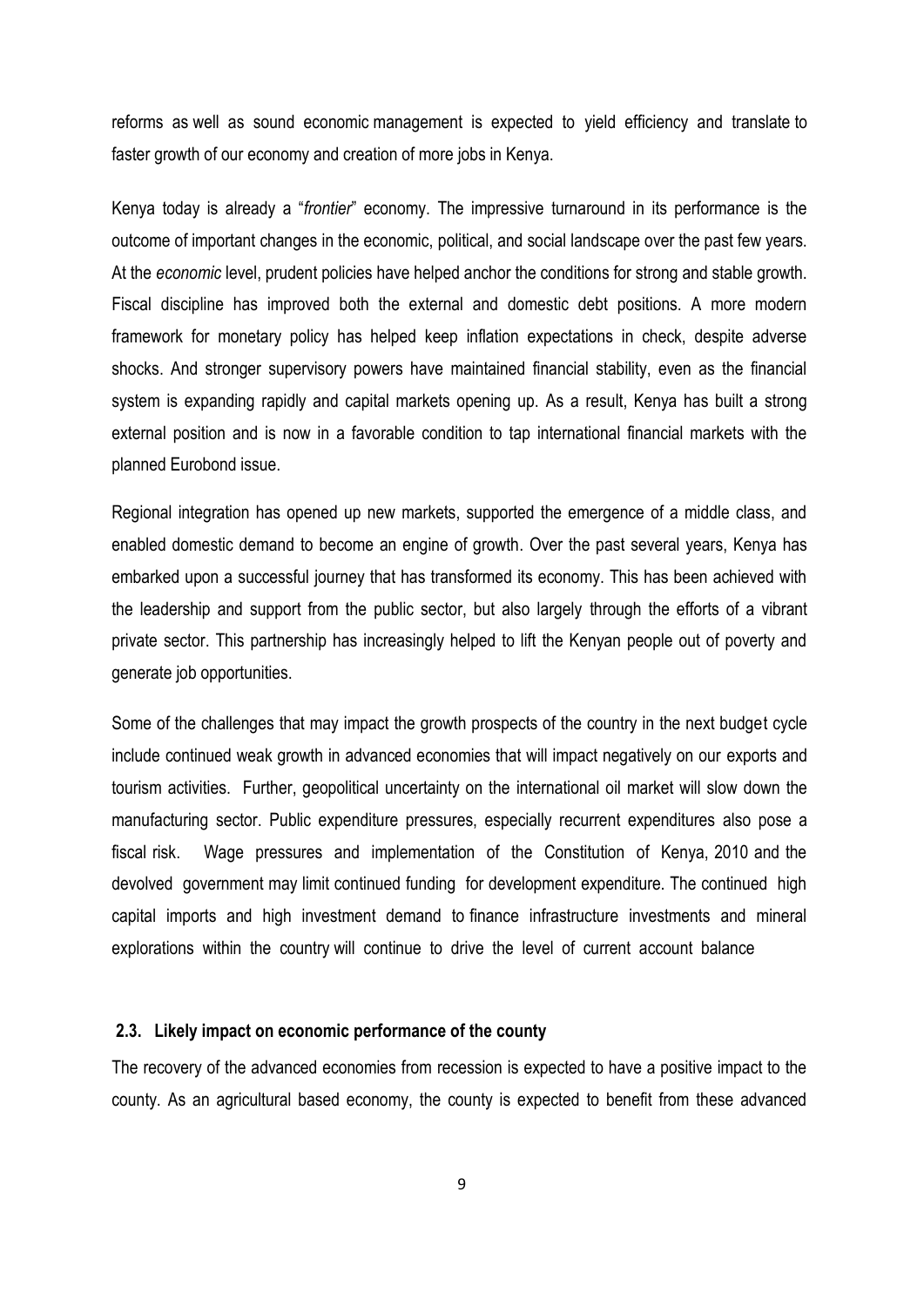reforms as well as sound economic management is expected to yield efficiency and translate to faster growth of our economy and creation of more jobs in Kenya.

Kenya today is already a "*frontier*" economy. The impressive turnaround in its performance is the outcome of important changes in the economic, political, and social landscape over the past few years. At the *economic* level, prudent policies have helped anchor the conditions for strong and stable growth. Fiscal discipline has improved both the external and domestic debt positions. A more modern framework for monetary policy has helped keep inflation expectations in check, despite adverse shocks. And stronger supervisory powers have maintained financial stability, even as the financial system is expanding rapidly and capital markets opening up. As a result, Kenya has built a strong external position and is now in a favorable condition to tap international financial markets with the planned Eurobond issue.

Regional integration has opened up new markets, supported the emergence of a middle class, and enabled domestic demand to become an engine of growth. Over the past several years, Kenya has embarked upon a successful journey that has transformed its economy. This has been achieved with the leadership and support from the public sector, but also largely through the efforts of a vibrant private sector. This partnership has increasingly helped to lift the Kenyan people out of poverty and generate job opportunities.

Some of the challenges that may impact the growth prospects of the country in the next budget cycle include continued weak growth in advanced economies that will impact negatively on our exports and tourism activities. Further, geopolitical uncertainty on the international oil market will slow down the manufacturing sector. Public expenditure pressures, especially recurrent expenditures also pose a fiscal risk. Wage pressures and implementation of the Constitution of Kenya, 2010 and the devolved government may limit continued funding for development expenditure. The continued high capital imports and high investment demand to finance infrastructure investments and mineral explorations within the country will continue to drive the level of current account balance

### 2.3. Likely impact on economic performance of the county

The recovery of the advanced economies from recession is expected to have a positive impact to the county. As an agricultural based economy, the county is expected to benefit from these advanced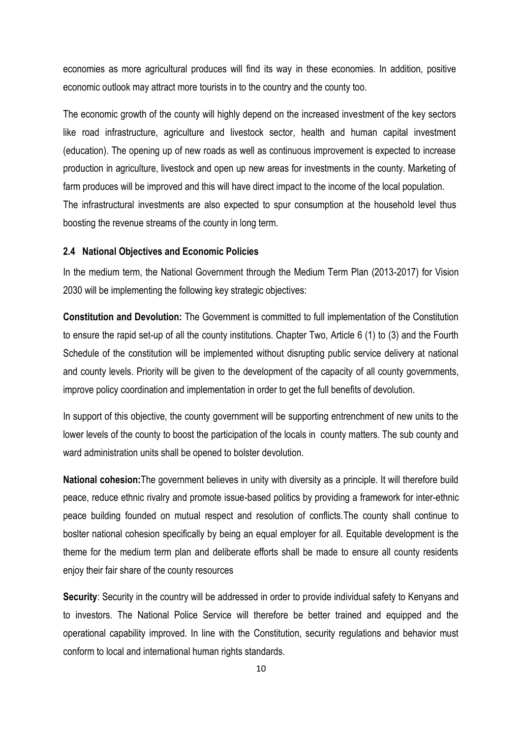economies as more agricultural produces will find its way in these economies. In addition, positive economic outlook may attract more tourists in to the country and the county too.

The economic growth of the county will highly depend on the increased investment of the key sectors like road infrastructure, agriculture and livestock sector, health and human capital investment (education). The opening up of new roads as well as continuous improvement is expected to increase production in agriculture, livestock and open up new areas for investments in the county. Marketing of farm produces will be improved and this will have direct impact to the income of the local population. The infrastructural investments are also expected to spur consumption at the household level thus boosting the revenue streams of the county in long term.

### 2.4 National Objectives and Economic Policies

In the medium term, the National Government through the Medium Term Plan (2013-2017) for Vision 2030 will be implementing the following key strategic objectives:

**Constitution and Devolution:** The Government is committed to full implementation of the Constitution to ensure the rapid set-up of all the county institutions. Chapter Two, Article 6 (1) to (3) and the Fourth Schedule of the constitution will be implemented without disrupting public service delivery at national and county levels. Priority will be given to the development of the capacity of all county governments, improve policy coordination and implementation in order to get the full benefits of devolution.

In support of this objective, the county government will be supporting entrenchment of new units to the lower levels of the county to boost the participation of the locals in county matters. The sub county and ward administration units shall be opened to bolster devolution.

**National cohesion:**The government believes in unity with diversity as a principle. It will therefore build peace, reduce ethnic rivalry and promote issue-based politics by providing a framework for inter-ethnic peace building founded on mutual respect and resolution of conflicts.The county shall continue to boslter national cohesion specifically by being an equal employer for all. Equitable development is the theme for the medium term plan and deliberate efforts shall be made to ensure all county residents enjoy their fair share of the county resources

**Security**: Security in the country will be addressed in order to provide individual safety to Kenyans and to investors. The National Police Service will therefore be better trained and equipped and the operational capability improved. In line with the Constitution, security regulations and behavior must conform to local and international human rights standards.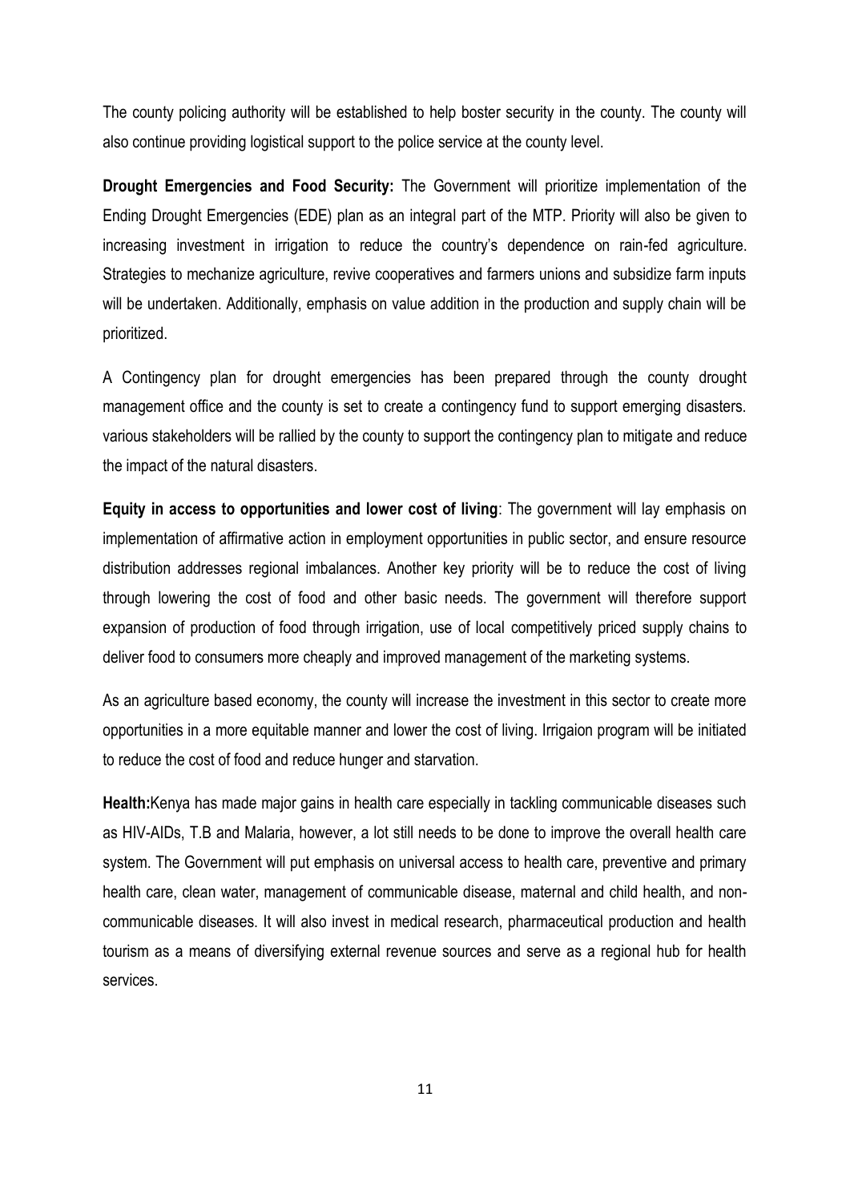The county policing authority will be established to help boster security in the county. The county will also continue providing logistical support to the police service at the county level.

**Drought Emergencies and Food Security:** The Government will prioritize implementation of the Ending Drought Emergencies (EDE) plan as an integral part of the MTP. Priority will also be given to increasing investment in irrigation to reduce the country's dependence on rain-fed agriculture. Strategies to mechanize agriculture, revive cooperatives and farmers unions and subsidize farm inputs will be undertaken. Additionally, emphasis on value addition in the production and supply chain will be prioritized.

A Contingency plan for drought emergencies has been prepared through the county drought management office and the county is set to create a contingency fund to support emerging disasters. various stakeholders will be rallied by the county to support the contingency plan to mitigate and reduce the impact of the natural disasters.

**Equity in access to opportunities and lower cost of living**: The government will lay emphasis on implementation of affirmative action in employment opportunities in public sector, and ensure resource distribution addresses regional imbalances. Another key priority will be to reduce the cost of living through lowering the cost of food and other basic needs. The government will therefore support expansion of production of food through irrigation, use of local competitively priced supply chains to deliver food to consumers more cheaply and improved management of the marketing systems.

As an agriculture based economy, the county will increase the investment in this sector to create more opportunities in a more equitable manner and lower the cost of living. Irrigaion program will be initiated to reduce the cost of food and reduce hunger and starvation.

**Health:**Kenya has made major gains in health care especially in tackling communicable diseases such as HIV-AIDs, T.B and Malaria, however, a lot still needs to be done to improve the overall health care system. The Government will put emphasis on universal access to health care, preventive and primary health care, clean water, management of communicable disease, maternal and child health, and non-communicable diseases. It will also invest in medical research, pharmaceutical production and health tourism as a means of diversifying external revenue sources and serve as a regional hub for health services.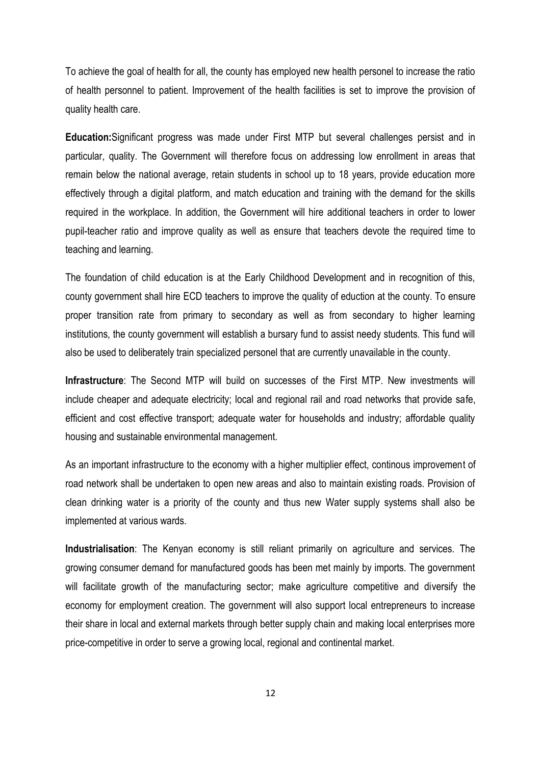To achieve the goal of health for all, the county has employed new health personel to increase the ratio of health personnel to patient. Improvement of the health facilities is set to improve the provision of quality health care.

**Education:**Significant progress was made under First MTP but several challenges persist and in particular, quality. The Government will therefore focus on addressing low enrollment in areas that remain below the national average, retain students in school up to 18 years, provide education more effectively through a digital platform, and match education and training with the demand for the skills required in the workplace. In addition, the Government will hire additional teachers in order to lower pupil-teacher ratio and improve quality as well as ensure that teachers devote the required time to teaching and learning.

The foundation of child education is at the Early Childhood Development and in recognition of this, county government shall hire ECD teachers to improve the quality of eduction at the county. To ensure proper transition rate from primary to secondary as well as from secondary to higher learning institutions, the county government will establish a bursary fund to assist needy students. This fund will also be used to deliberately train specialized personel that are currently unavailable in the county.

**Infrastructure**: The Second MTP will build on successes of the First MTP. New investments will include cheaper and adequate electricity; local and regional rail and road networks that provide safe, efficient and cost effective transport; adequate water for households and industry; affordable quality housing and sustainable environmental management.

As an important infrastructure to the economy with a higher multiplier effect, continous improvement of road network shall be undertaken to open new areas and also to maintain existing roads. Provision of clean drinking water is a priority of the county and thus new Water supply systems shall also be implemented at various wards.

**Industrialisation**: The Kenyan economy is still reliant primarily on agriculture and services. The growing consumer demand for manufactured goods has been met mainly by imports. The government will facilitate growth of the manufacturing sector; make agriculture competitive and diversify the economy for employment creation. The government will also support local entrepreneurs to increase their share in local and external markets through better supply chain and making local enterprises more price-competitive in order to serve a growing local, regional and continental market.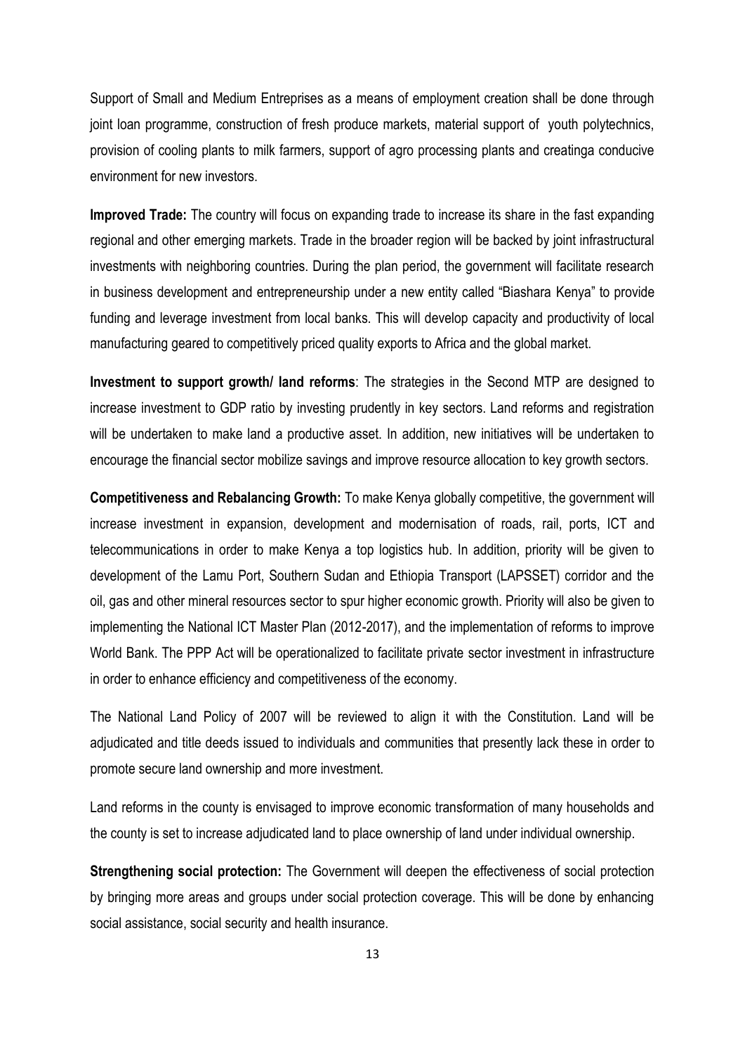Support of Small and Medium Entreprises as a means of employment creation shall be done through joint loan programme, construction of fresh produce markets, material support of youth polytechnics, provision of cooling plants to milk farmers, support of agro processing plants and creatinga conducive environment for new investors.

**Improved Trade:** The country will focus on expanding trade to increase its share in the fast expanding regional and other emerging markets. Trade in the broader region will be backed by joint infrastructural investments with neighboring countries. During the plan period, the government will facilitate research in business development and entrepreneurship under a new entity called "Biashara Kenya" to provide funding and leverage investment from local banks. This will develop capacity and productivity of local manufacturing geared to competitively priced quality exports to Africa and the global market.

**Investment to support growth/ land reforms**: The strategies in the Second MTP are designed to increase investment to GDP ratio by investing prudently in key sectors. Land reforms and registration will be undertaken to make land a productive asset. In addition, new initiatives will be undertaken to encourage the financial sector mobilize savings and improve resource allocation to key growth sectors.

**Competitiveness and Rebalancing Growth:** To make Kenya globally competitive, the government will increase investment in expansion, development and modernisation of roads, rail, ports, ICT and telecommunications in order to make Kenya a top logistics hub. In addition, priority will be given to development of the Lamu Port, Southern Sudan and Ethiopia Transport (LAPSSET) corridor and the oil, gas and other mineral resources sector to spur higher economic growth. Priority will also be given to implementing the National ICT Master Plan (2012-2017), and the implementation of reforms to improve World Bank. The PPP Act will be operationalized to facilitate private sector investment in infrastructure in order to enhance efficiency and competitiveness of the economy.

The National Land Policy of 2007 will be reviewed to align it with the Constitution. Land will be adjudicated and title deeds issued to individuals and communities that presently lack these in order to promote secure land ownership and more investment.

Land reforms in the county is envisaged to improve economic transformation of many households and the county is set to increase adjudicated land to place ownership of land under individual ownership.

**Strengthening social protection:** The Government will deepen the effectiveness of social protection by bringing more areas and groups under social protection coverage. This will be done by enhancing social assistance, social security and health insurance.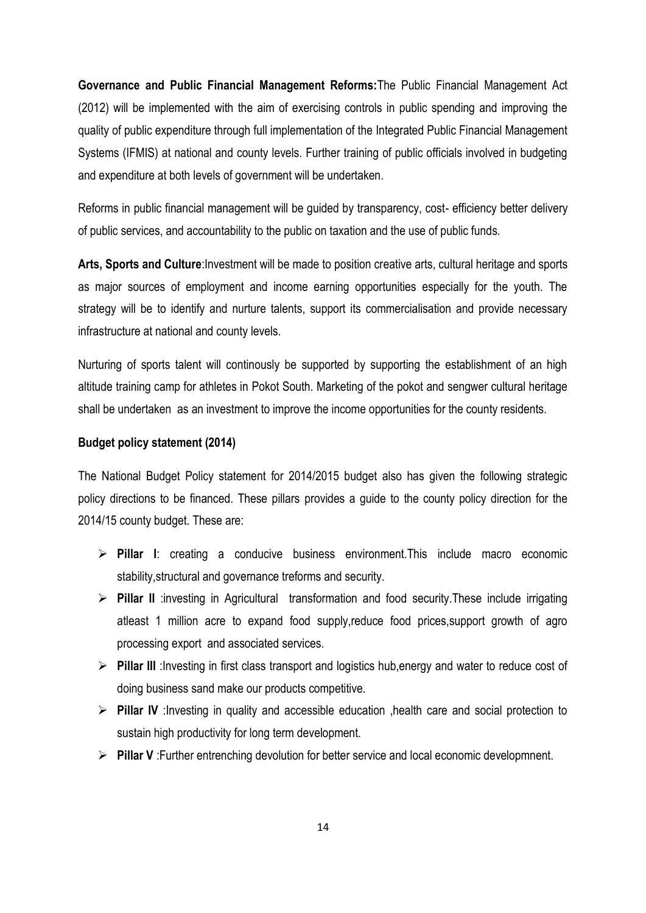**Governance and Public Financial Management Reforms:**The Public Financial Management Act (2012) will be implemented with the aim of exercising controls in public spending and improving the quality of public expenditure through full implementation of the Integrated Public Financial Management Systems (IFMIS) at national and county levels. Further training of public officials involved in budgeting and expenditure at both levels of government will be undertaken.

Reforms in public financial management will be guided by transparency, cost- efficiency better delivery of public services, and accountability to the public on taxation and the use of public funds.

**Arts, Sports and Culture**:Investment will be made to position creative arts, cultural heritage and sports as major sources of employment and income earning opportunities especially for the youth. The strategy will be to identify and nurture talents, support its commercialisation and provide necessary infrastructure at national and county levels.

Nurturing of sports talent will continously be supported by supporting the establishment of an high altitude training camp for athletes in Pokot South. Marketing of the pokot and sengwer cultural heritage shall be undertaken as an investment to improve the income opportunities for the county residents.

**Budget policy statement (2014)**

The National Budget Policy statement for 2014/2015 budget also has given the following strategic policy directions to be financed. These pillars provides a guide to the county policy direction for the 2014/15 county budget. These are:

- **Pillar I**: creating a conducive business environment.This include macro economic stability,structural and governance treforms and security.
- **Pillar II** :investing in Agricultural transformation and food security.These include irrigating atleast 1 million acre to expand food supply,reduce food prices,support growth of agro processing export and associated services.
- **Pillar III** :Investing in first class transport and logistics hub,energy and water to reduce cost of doing business sand make our products competitive.
- **Pillar IV** :Investing in quality and accessible education ,health care and social protection to sustain high productivity for long term development.
- **Pillar V** :Further entrenching devolution for better service and local economic developmnent.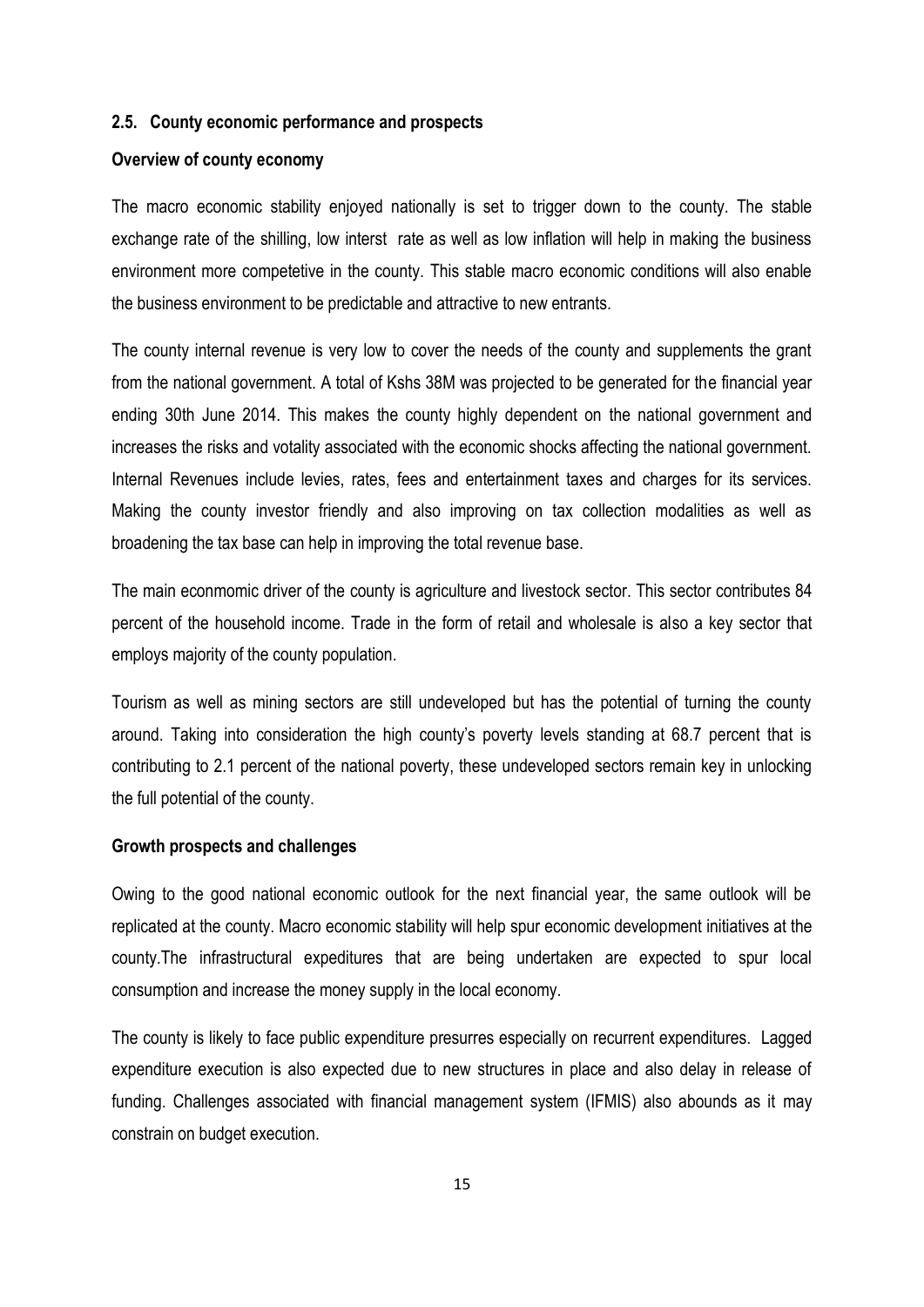### 2.5. County economic performance and prospects

**Overview of county economy**

The macro economic stability enjoyed nationally is set to trigger down to the county. The stable exchange rate of the shilling, low interst rate as well as low inflation will help in making the business environment more competetive in the county. This stable macro economic conditions will also enable the business environment to be predictable and attractive to new entrants.

The county internal revenue is very low to cover the needs of the county and supplements the grant from the national government. A total of Kshs 38M was projected to be generated for the financial year ending 30th June 2014. This makes the county highly dependent on the national government and increases the risks and votality associated with the economic shocks affecting the national government. Internal Revenues include levies, rates, fees and entertainment taxes and charges for its services. Making the county investor friendly and also improving on tax collection modalities as well as broadening the tax base can help in improving the total revenue base.

The main econmomic driver of the county is agriculture and livestock sector. This sector contributes 84 percent of the household income. Trade in the form of retail and wholesale is also a key sector that employs majority of the county population.

Tourism as well as mining sectors are still undeveloped but has the potential of turning the county around. Taking into consideration the high county's poverty levels standing at 68.7 percent that is contributing to 2.1 percent of the national poverty, these undeveloped sectors remain key in unlocking the full potential of the county.

**Growth prospects and challenges**

Owing to the good national economic outlook for the next financial year, the same outlook will be replicated at the county. Macro economic stability will help spur economic development initiatives at the county.The infrastructural expeditures that are being undertaken are expected to spur local consumption and increase the money supply in the local economy.

The county is likely to face public expenditure presurres especially on recurrent expenditures. Lagged expenditure execution is also expected due to new structures in place and also delay in release of funding. Challenges associated with financial management system (IFMIS) also abounds as it may constrain on budget execution.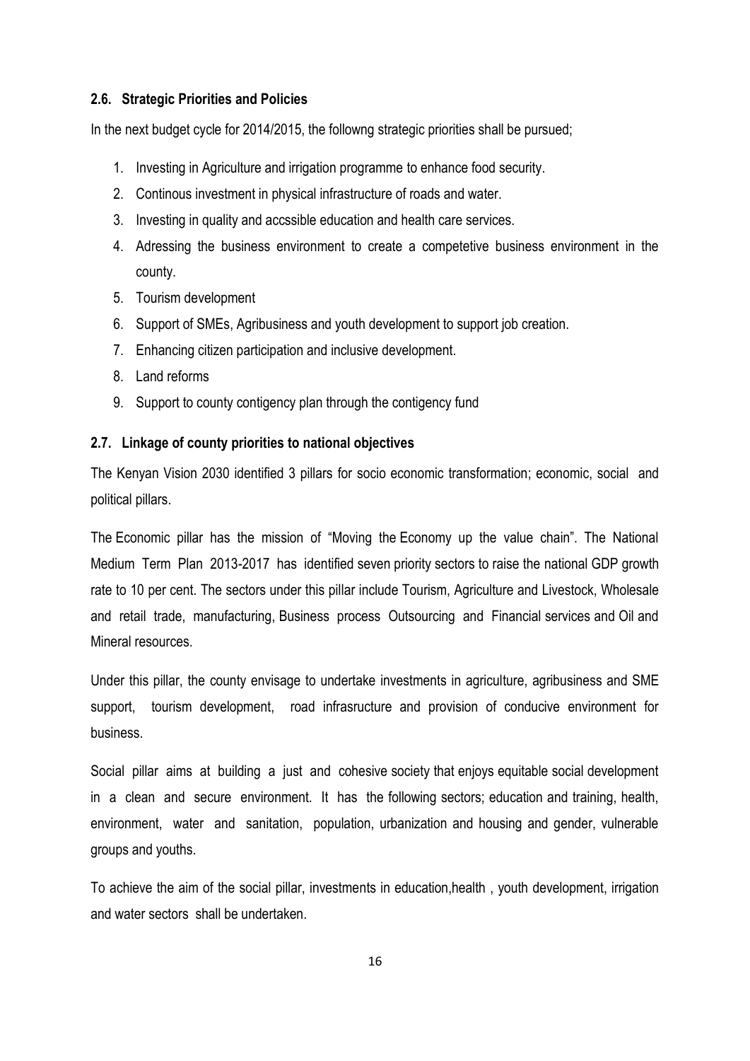## 2.6. Strategic Priorities and Policies

In the next budget cycle for 2014/2015, the followng strategic priorities shall be pursued;

1. Investing in Agriculture and irrigation programme to enhance food security.
2. Continous investment in physical infrastructure of roads and water.
3. Investing in quality and accssible education and health care services.
4. Adressing the business environment to create a competetive business environment in the county.
5. Tourism development
6. Support of SMEs, Agribusiness and youth development to support job creation.
7. Enhancing citizen participation and inclusive development.
8. Land reforms
9. Support to county contigency plan through the contigency fund

## 2.7. Linkage of county priorities to national objectives

The Kenyan Vision 2030 identified 3 pillars for socio economic transformation; economic, social and political pillars.

The Economic pillar has the mission of "Moving the Economy up the value chain". The National Medium Term Plan 2013-2017 has identified seven priority sectors to raise the national GDP growth rate to 10 per cent. The sectors under this pillar include Tourism, Agriculture and Livestock, Wholesale and retail trade, manufacturing, Business process Outsourcing and Financial services and Oil and Mineral resources.

Under this pillar, the county envisage to undertake investments in agriculture, agribusiness and SME support, tourism development, road infrasructure and provision of conducive environment for business.

Social pillar aims at building a just and cohesive society that enjoys equitable social development in a clean and secure environment. It has the following sectors; education and training, health, environment, water and sanitation, population, urbanization and housing and gender, vulnerable groups and youths.

To achieve the aim of the social pillar, investments in education,health , youth development, irrigation and water sectors shall be undertaken.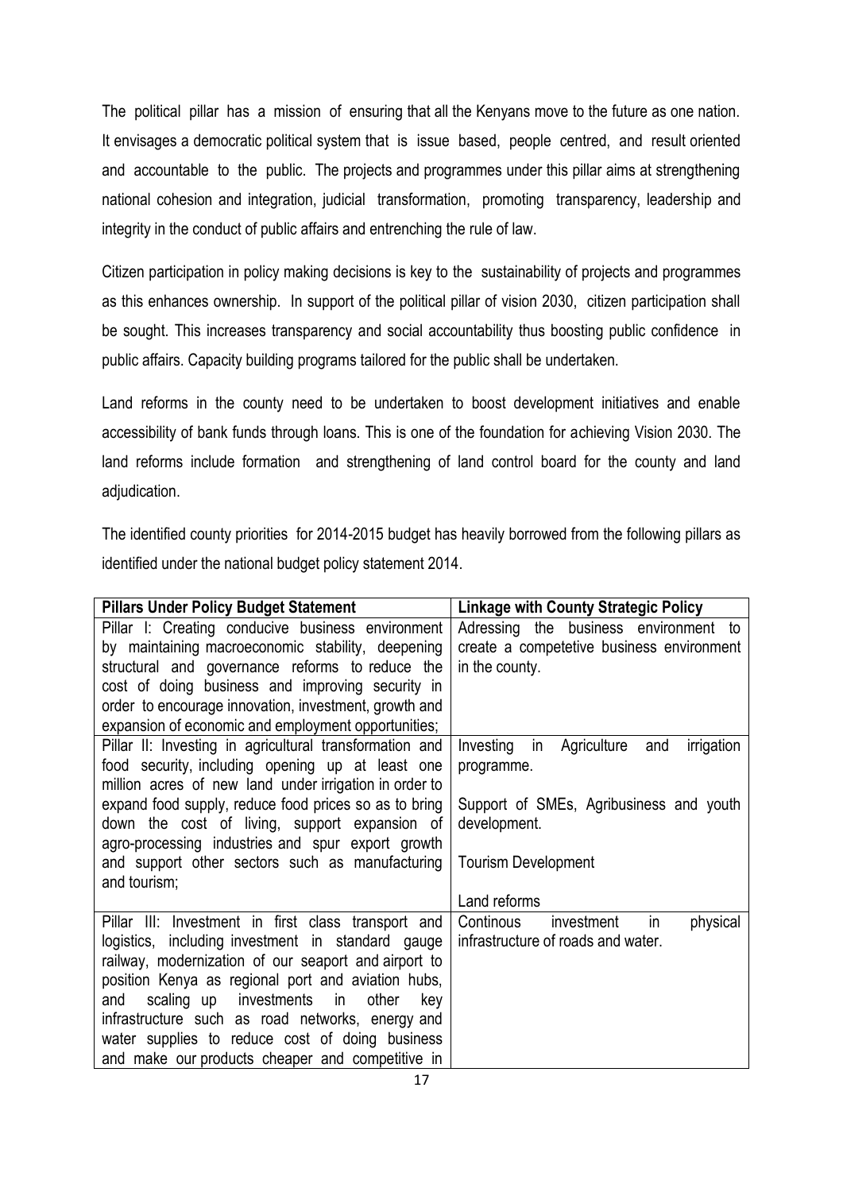The political pillar has a mission of ensuring that all the Kenyans move to the future as one nation. It envisages a democratic political system that is issue based, people centred, and result oriented and accountable to the public. The projects and programmes under this pillar aims at strengthening national cohesion and integration, judicial transformation, promoting transparency, leadership and integrity in the conduct of public affairs and entrenching the rule of law.

Citizen participation in policy making decisions is key to the sustainability of projects and programmes as this enhances ownership. In support of the political pillar of vision 2030, citizen participation shall be sought. This increases transparency and social accountability thus boosting public confidence in public affairs. Capacity building programs tailored for the public shall be undertaken.

Land reforms in the county need to be undertaken to boost development initiatives and enable accessibility of bank funds through loans. This is one of the foundation for achieving Vision 2030. The land reforms include formation and strengthening of land control board for the county and land adjudication.

The identified county priorities for 2014-2015 budget has heavily borrowed from the following pillars as identified under the national budget policy statement 2014.

| Pillars Under Policy Budget Statement | Linkage with County Strategic Policy |
|---|---|
| Pillar I: Creating conducive business environment by maintaining macroeconomic stability, deepening structural and governance reforms to reduce the cost of doing business and improving security in order to encourage innovation, investment, growth and expansion of economic and employment opportunities; | Adressing the business environment to create a competetive business environment in the county. |
| Pillar II: Investing in agricultural transformation and food security, including opening up at least one million acres of new land under irrigation in order to expand food supply, reduce food prices so as to bring down the cost of living, support expansion of agro-processing industries and spur export growth and support other sectors such as manufacturing and tourism; | Investing in Agriculture and irrigation programme.<br><br>Support of SMEs, Agribusiness and youth development.<br><br>Tourism Development<br><br>Land reforms |
| Pillar III: Investment in first class transport and logistics, including investment in standard gauge railway, modernization of our seaport and airport to position Kenya as regional port and aviation hubs, and scaling up investments in other key infrastructure such as road networks, energy and water supplies to reduce cost of doing business and make our products cheaper and competitive in | Continous investment in physical infrastructure of roads and water. |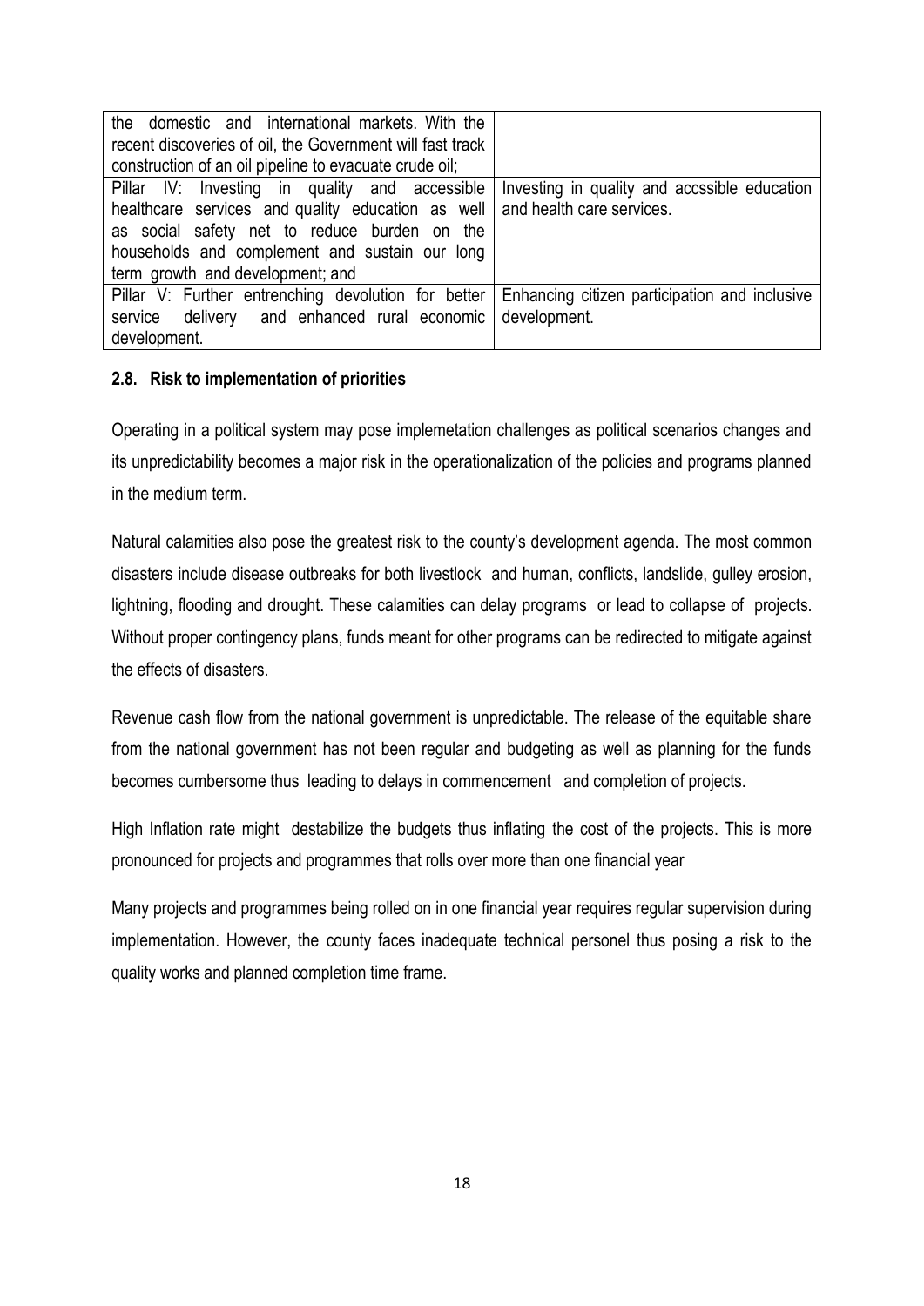| | |
|---|---|
| the domestic and international markets. With the recent discoveries of oil, the Government will fast track construction of an oil pipeline to evacuate crude oil; | |
| Pillar IV: Investing in quality and accessible healthcare services and quality education as well as social safety net to reduce burden on the households and complement and sustain our long term growth and development; and | Investing in quality and accssible education and health care services. |
| Pillar V: Further entrenching devolution for better service delivery and enhanced rural economic development. | Enhancing citizen participation and inclusive development. |

### 2.8. Risk to implementation of priorities

Operating in a political system may pose implemetation challenges as political scenarios changes and its unpredictability becomes a major risk in the operationalization of the policies and programs planned in the medium term.

Natural calamities also pose the greatest risk to the county's development agenda. The most common disasters include disease outbreaks for both livestlock and human, conflicts, landslide, gulley erosion, lightning, flooding and drought. These calamities can delay programs or lead to collapse of projects. Without proper contingency plans, funds meant for other programs can be redirected to mitigate against the effects of disasters.

Revenue cash flow from the national government is unpredictable. The release of the equitable share from the national government has not been regular and budgeting as well as planning for the funds becomes cumbersome thus leading to delays in commencement and completion of projects.

High Inflation rate might destabilize the budgets thus inflating the cost of the projects. This is more pronounced for projects and programmes that rolls over more than one financial year

Many projects and programmes being rolled on in one financial year requires regular supervision during implementation. However, the county faces inadequate technical personel thus posing a risk to the quality works and planned completion time frame.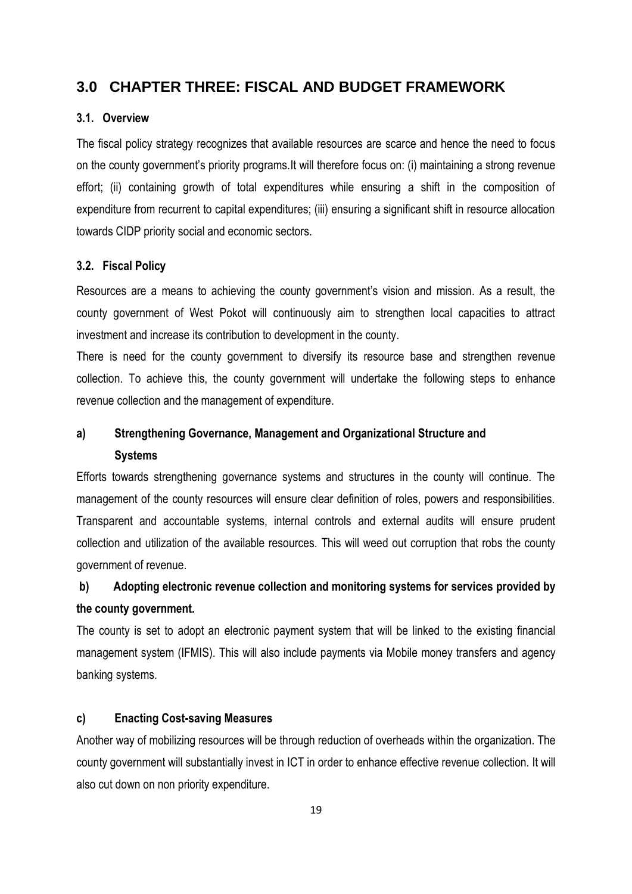# 3.0 CHAPTER THREE: FISCAL AND BUDGET FRAMEWORK

## 3.1. Overview

The fiscal policy strategy recognizes that available resources are scarce and hence the need to focus on the county government's priority programs.It will therefore focus on: (i) maintaining a strong revenue effort; (ii) containing growth of total expenditures while ensuring a shift in the composition of expenditure from recurrent to capital expenditures; (iii) ensuring a significant shift in resource allocation towards CIDP priority social and economic sectors.

## 3.2. Fiscal Policy

Resources are a means to achieving the county government's vision and mission. As a result, the county government of West Pokot will continuously aim to strengthen local capacities to attract investment and increase its contribution to development in the county.

There is need for the county government to diversify its resource base and strengthen revenue collection. To achieve this, the county government will undertake the following steps to enhance revenue collection and the management of expenditure.

### a) Strengthening Governance, Management and Organizational Structure and Systems

Efforts towards strengthening governance systems and structures in the county will continue. The management of the county resources will ensure clear definition of roles, powers and responsibilities. Transparent and accountable systems, internal controls and external audits will ensure prudent collection and utilization of the available resources. This will weed out corruption that robs the county government of revenue.

### b) Adopting electronic revenue collection and monitoring systems for services provided by the county government.

The county is set to adopt an electronic payment system that will be linked to the existing financial management system (IFMIS). This will also include payments via Mobile money transfers and agency banking systems.

### c) Enacting Cost-saving Measures

Another way of mobilizing resources will be through reduction of overheads within the organization. The county government will substantially invest in ICT in order to enhance effective revenue collection. It will also cut down on non priority expenditure.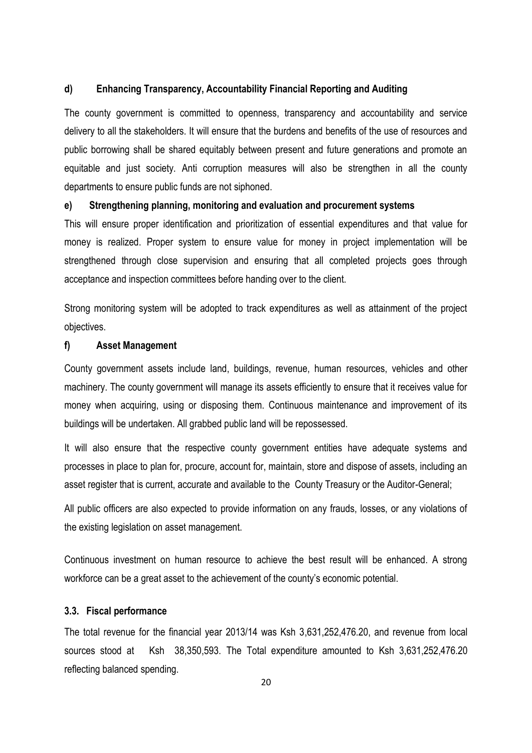**d) Enhancing Transparency, Accountability Financial Reporting and Auditing**

The county government is committed to openness, transparency and accountability and service delivery to all the stakeholders. It will ensure that the burdens and benefits of the use of resources and public borrowing shall be shared equitably between present and future generations and promote an equitable and just society. Anti corruption measures will also be strengthen in all the county departments to ensure public funds are not siphoned.

**e) Strengthening planning, monitoring and evaluation and procurement systems**

This will ensure proper identification and prioritization of essential expenditures and that value for money is realized. Proper system to ensure value for money in project implementation will be strengthened through close supervision and ensuring that all completed projects goes through acceptance and inspection committees before handing over to the client.

Strong monitoring system will be adopted to track expenditures as well as attainment of the project objectives.

**f) Asset Management**

County government assets include land, buildings, revenue, human resources, vehicles and other machinery. The county government will manage its assets efficiently to ensure that it receives value for money when acquiring, using or disposing them. Continuous maintenance and improvement of its buildings will be undertaken. All grabbed public land will be repossessed.

It will also ensure that the respective county government entities have adequate systems and processes in place to plan for, procure, account for, maintain, store and dispose of assets, including an asset register that is current, accurate and available to the County Treasury or the Auditor-General;

All public officers are also expected to provide information on any frauds, losses, or any violations of the existing legislation on asset management.

Continuous investment on human resource to achieve the best result will be enhanced. A strong workforce can be a great asset to the achievement of the county's economic potential.

### 3.3. Fiscal performance

The total revenue for the financial year 2013/14 was Ksh 3,631,252,476.20, and revenue from local sources stood at Ksh 38,350,593. The Total expenditure amounted to Ksh 3,631,252,476.20 reflecting balanced spending.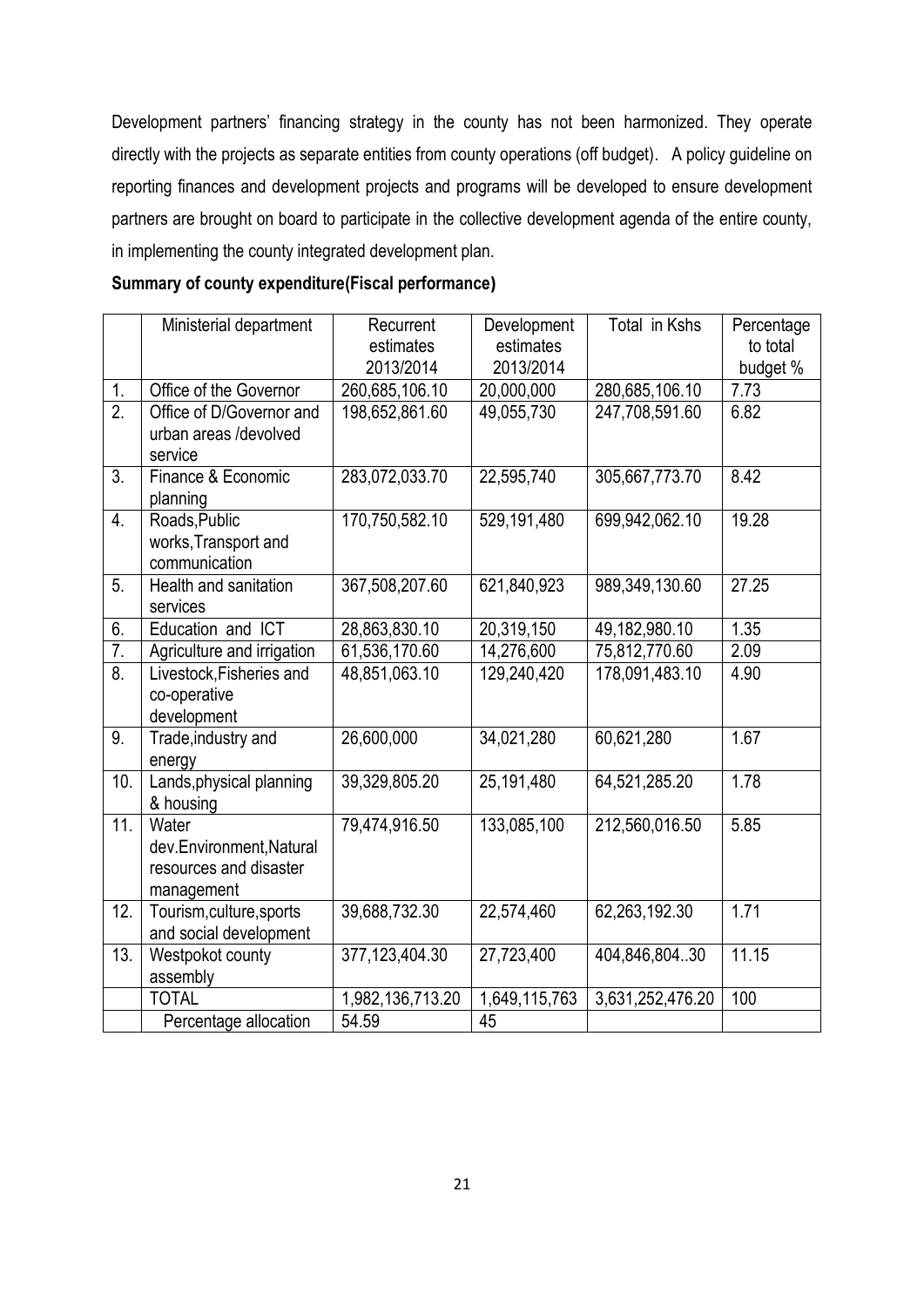Development partners' financing strategy in the county has not been harmonized. They operate directly with the projects as separate entities from county operations (off budget). A policy guideline on reporting finances and development projects and programs will be developed to ensure development partners are brought on board to participate in the collective development agenda of the entire county, in implementing the county integrated development plan.

**Summary of county expenditure(Fiscal performance)**

| | Ministerial department | Recurrent estimates 2013/2014 | Development estimates 2013/2014 | Total in Kshs | Percentage to total budget % |
|---|---|---|---|---|---|
| 1. | Office of the Governor | 260,685,106.10 | 20,000,000 | 280,685,106.10 | 7.73 |
| 2. | Office of D/Governor and urban areas /devolved service | 198,652,861.60 | 49,055,730 | 247,708,591.60 | 6.82 |
| 3. | Finance & Economic planning | 283,072,033.70 | 22,595,740 | 305,667,773.70 | 8.42 |
| 4. | Roads,Public works,Transport and communication | 170,750,582.10 | 529,191,480 | 699,942,062.10 | 19.28 |
| 5. | Health and sanitation services | 367,508,207.60 | 621,840,923 | 989,349,130.60 | 27.25 |
| 6. | Education and ICT | 28,863,830.10 | 20,319,150 | 49,182,980.10 | 1.35 |
| 7. | Agriculture and irrigation | 61,536,170.60 | 14,276,600 | 75,812,770.60 | 2.09 |
| 8. | Livestock,Fisheries and co-operative development | 48,851,063.10 | 129,240,420 | 178,091,483.10 | 4.90 |
| 9. | Trade,industry and energy | 26,600,000 | 34,021,280 | 60,621,280 | 1.67 |
| 10. | Lands,physical planning & housing | 39,329,805.20 | 25,191,480 | 64,521,285.20 | 1.78 |
| 11. | Water dev.Environment,Natural resources and disaster management | 79,474,916.50 | 133,085,100 | 212,560,016.50 | 5.85 |
| 12. | Tourism,culture,sports and social development | 39,688,732.30 | 22,574,460 | 62,263,192.30 | 1.71 |
| 13. | Westpokot county assembly | 377,123,404.30 | 27,723,400 | 404,846,804..30 | 11.15 |
| | TOTAL | 1,982,136,713.20 | 1,649,115,763 | 3,631,252,476.20 | 100 |
| | Percentage allocation | 54.59 | 45 | | |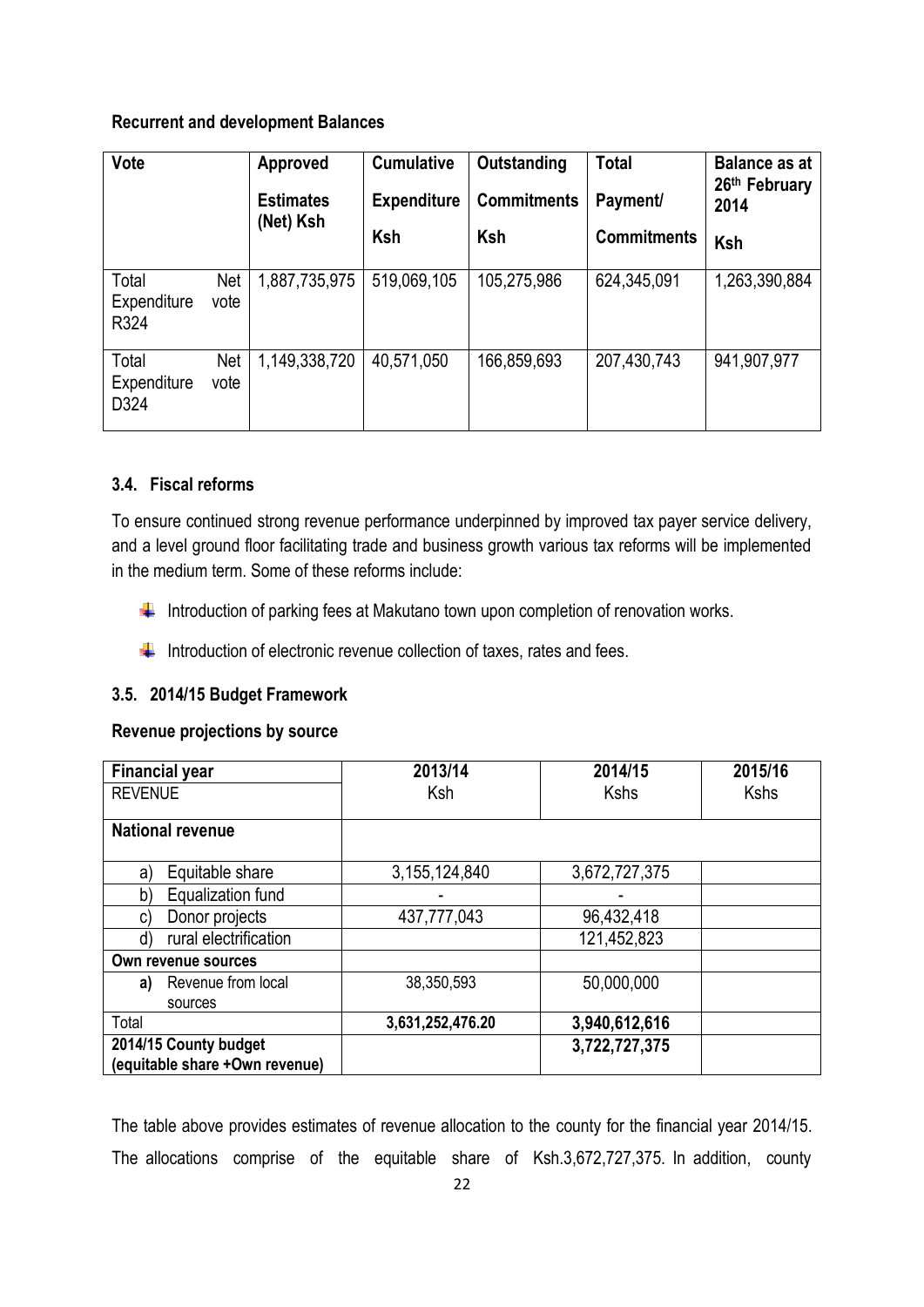**Recurrent and development Balances**

| Vote | Approved Estimates (Net) Ksh | Cumulative Expenditure Ksh | Outstanding Commitments Ksh | Total Payment/ Commitments | Balance as at 26th February 2014 Ksh |
|---|---|---|---|---|---|
| Total Net Expenditure vote R324 | 1,887,735,975 | 519,069,105 | 105,275,986 | 624,345,091 | 1,263,390,884 |
| Total Net Expenditure vote D324 | 1,149,338,720 | 40,571,050 | 166,859,693 | 207,430,743 | 941,907,977 |

### 3.4. Fiscal reforms

To ensure continued strong revenue performance underpinned by improved tax payer service delivery, and a level ground floor facilitating trade and business growth various tax reforms will be implemented in the medium term. Some of these reforms include:

- Introduction of parking fees at Makutano town upon completion of renovation works.
- Introduction of electronic revenue collection of taxes, rates and fees.

### 3.5. 2014/15 Budget Framework

**Revenue projections by source**

| **Financial year** | **2013/14** | **2014/15** | **2015/16** |
|---|---|---|---|
| REVENUE | Ksh | Kshs | Kshs |
| **National revenue** | | | |
| a) Equitable share | 3,155,124,840 | 3,672,727,375 | |
| b) Equalization fund | - | - | |
| c) Donor projects | 437,777,043 | 96,432,418 | |
| d) rural electrification | | 121,452,823 | |
| **Own revenue sources** | | | |
| **a)** Revenue from local sources | 38,350,593 | 50,000,000 | |
| Total | **3,631,252,476.20** | **3,940,612,616** | |
| **2014/15 County budget (equitable share +Own revenue)** | | **3,722,727,375** | |

The table above provides estimates of revenue allocation to the county for the financial year 2014/15. The allocations comprise of the equitable share of Ksh.3,672,727,375. In addition, county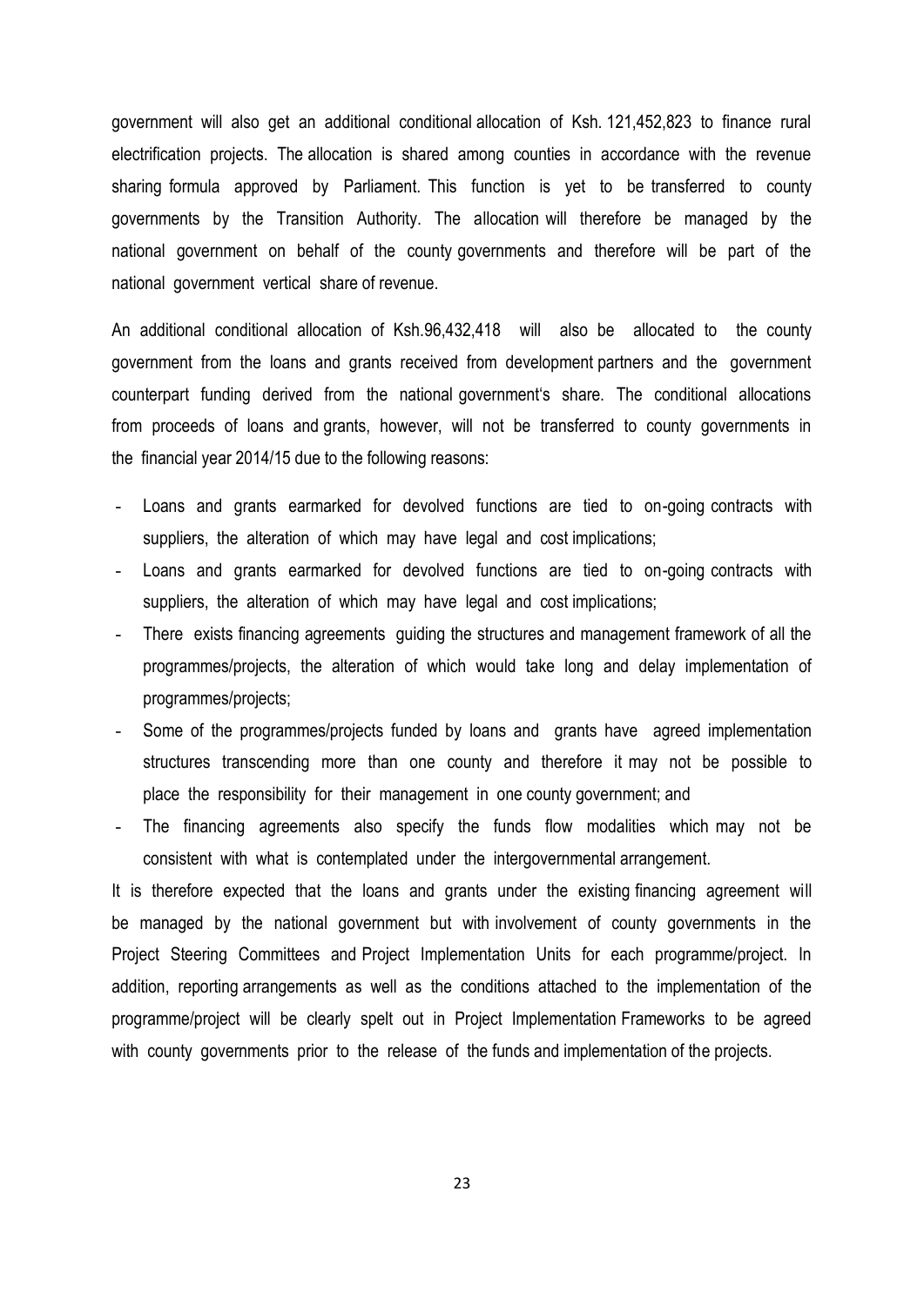government will also get an additional conditional allocation of Ksh. 121,452,823 to finance rural electrification projects. The allocation is shared among counties in accordance with the revenue sharing formula approved by Parliament. This function is yet to be transferred to county governments by the Transition Authority. The allocation will therefore be managed by the national government on behalf of the county governments and therefore will be part of the national government vertical share of revenue.

An additional conditional allocation of Ksh.96,432,418 will also be allocated to the county government from the loans and grants received from development partners and the government counterpart funding derived from the national government's share. The conditional allocations from proceeds of loans and grants, however, will not be transferred to county governments in the financial year 2014/15 due to the following reasons:

- Loans and grants earmarked for devolved functions are tied to on-going contracts with suppliers, the alteration of which may have legal and cost implications;
- Loans and grants earmarked for devolved functions are tied to on-going contracts with suppliers, the alteration of which may have legal and cost implications;
- There exists financing agreements guiding the structures and management framework of all the programmes/projects, the alteration of which would take long and delay implementation of programmes/projects;
- Some of the programmes/projects funded by loans and grants have agreed implementation structures transcending more than one county and therefore it may not be possible to place the responsibility for their management in one county government; and
- The financing agreements also specify the funds flow modalities which may not be consistent with what is contemplated under the intergovernmental arrangement.

It is therefore expected that the loans and grants under the existing financing agreement will be managed by the national government but with involvement of county governments in the Project Steering Committees and Project Implementation Units for each programme/project. In addition, reporting arrangements as well as the conditions attached to the implementation of the programme/project will be clearly spelt out in Project Implementation Frameworks to be agreed with county governments prior to the release of the funds and implementation of the projects.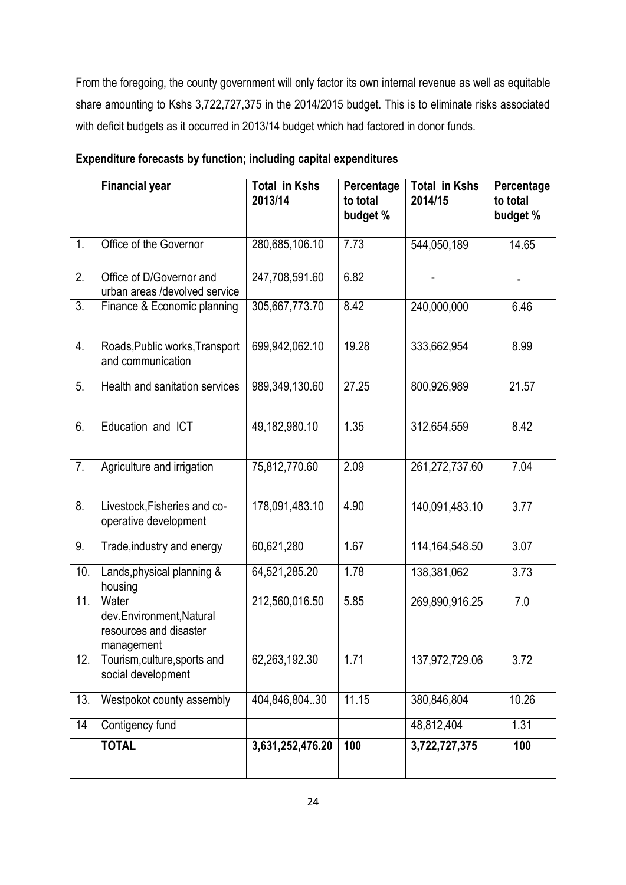From the foregoing, the county government will only factor its own internal revenue as well as equitable share amounting to Kshs 3,722,727,375 in the 2014/2015 budget. This is to eliminate risks associated with deficit budgets as it occurred in 2013/14 budget which had factored in donor funds.

**Expenditure forecasts by function; including capital expenditures**

| | **Financial year** | **Total in Kshs 2013/14** | **Percentage to total budget %** | **Total in Kshs 2014/15** | **Percentage to total budget %** |
|---|---|---|---|---|---|
| 1. | Office of the Governor | 280,685,106.10 | 7.73 | 544,050,189 | 14.65 |
| 2. | Office of D/Governor and urban areas /devolved service | 247,708,591.60 | 6.82 | - | - |
| 3. | Finance & Economic planning | 305,667,773.70 | 8.42 | 240,000,000 | 6.46 |
| 4. | Roads,Public works,Transport and communication | 699,942,062.10 | 19.28 | 333,662,954 | 8.99 |
| 5. | Health and sanitation services | 989,349,130.60 | 27.25 | 800,926,989 | 21.57 |
| 6. | Education and ICT | 49,182,980.10 | 1.35 | 312,654,559 | 8.42 |
| 7. | Agriculture and irrigation | 75,812,770.60 | 2.09 | 261,272,737.60 | 7.04 |
| 8. | Livestock,Fisheries and co-operative development | 178,091,483.10 | 4.90 | 140,091,483.10 | 3.77 |
| 9. | Trade,industry and energy | 60,621,280 | 1.67 | 114,164,548.50 | 3.07 |
| 10. | Lands,physical planning & housing | 64,521,285.20 | 1.78 | 138,381,062 | 3.73 |
| 11. | Water dev.Environment,Natural resources and disaster management | 212,560,016.50 | 5.85 | 269,890,916.25 | 7.0 |
| 12. | Tourism,culture,sports and social development | 62,263,192.30 | 1.71 | 137,972,729.06 | 3.72 |
| 13. | Westpokot county assembly | 404,846,804..30 | 11.15 | 380,846,804 | 10.26 |
| 14 | Contigency fund | | | 48,812,404 | 1.31 |
| | **TOTAL** | **3,631,252,476.20** | **100** | **3,722,727,375** | **100** |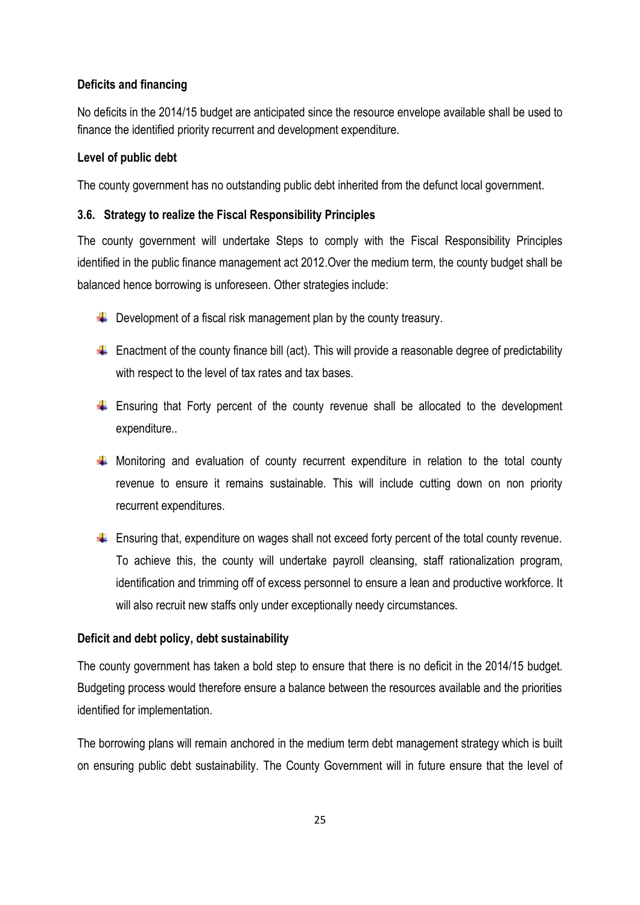**Deficits and financing**

No deficits in the 2014/15 budget are anticipated since the resource envelope available shall be used to finance the identified priority recurrent and development expenditure.

**Level of public debt**

The county government has no outstanding public debt inherited from the defunct local government.

### 3.6. Strategy to realize the Fiscal Responsibility Principles

The county government will undertake Steps to comply with the Fiscal Responsibility Principles identified in the public finance management act 2012.Over the medium term, the county budget shall be balanced hence borrowing is unforeseen. Other strategies include:

- Development of a fiscal risk management plan by the county treasury.
- Enactment of the county finance bill (act). This will provide a reasonable degree of predictability with respect to the level of tax rates and tax bases.
- Ensuring that Forty percent of the county revenue shall be allocated to the development expenditure..
- Monitoring and evaluation of county recurrent expenditure in relation to the total county revenue to ensure it remains sustainable. This will include cutting down on non priority recurrent expenditures.
- Ensuring that, expenditure on wages shall not exceed forty percent of the total county revenue. To achieve this, the county will undertake payroll cleansing, staff rationalization program, identification and trimming off of excess personnel to ensure a lean and productive workforce. It will also recruit new staffs only under exceptionally needy circumstances.

**Deficit and debt policy, debt sustainability**

The county government has taken a bold step to ensure that there is no deficit in the 2014/15 budget. Budgeting process would therefore ensure a balance between the resources available and the priorities identified for implementation.

The borrowing plans will remain anchored in the medium term debt management strategy which is built on ensuring public debt sustainability. The County Government will in future ensure that the level of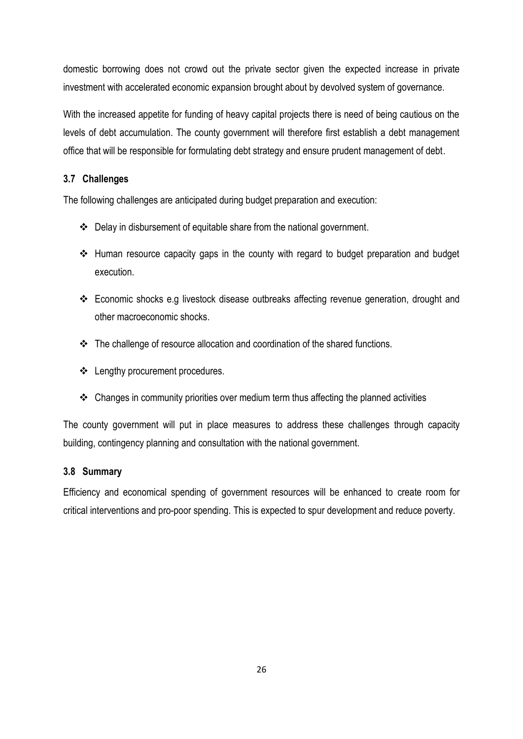domestic borrowing does not crowd out the private sector given the expected increase in private investment with accelerated economic expansion brought about by devolved system of governance.

With the increased appetite for funding of heavy capital projects there is need of being cautious on the levels of debt accumulation. The county government will therefore first establish a debt management office that will be responsible for formulating debt strategy and ensure prudent management of debt.

### 3.7 Challenges

The following challenges are anticipated during budget preparation and execution:

- Delay in disbursement of equitable share from the national government.
- Human resource capacity gaps in the county with regard to budget preparation and budget execution.
- Economic shocks e.g livestock disease outbreaks affecting revenue generation, drought and other macroeconomic shocks.
- The challenge of resource allocation and coordination of the shared functions.
- Lengthy procurement procedures.
- Changes in community priorities over medium term thus affecting the planned activities

The county government will put in place measures to address these challenges through capacity building, contingency planning and consultation with the national government.

### 3.8 Summary

Efficiency and economical spending of government resources will be enhanced to create room for critical interventions and pro-poor spending. This is expected to spur development and reduce poverty.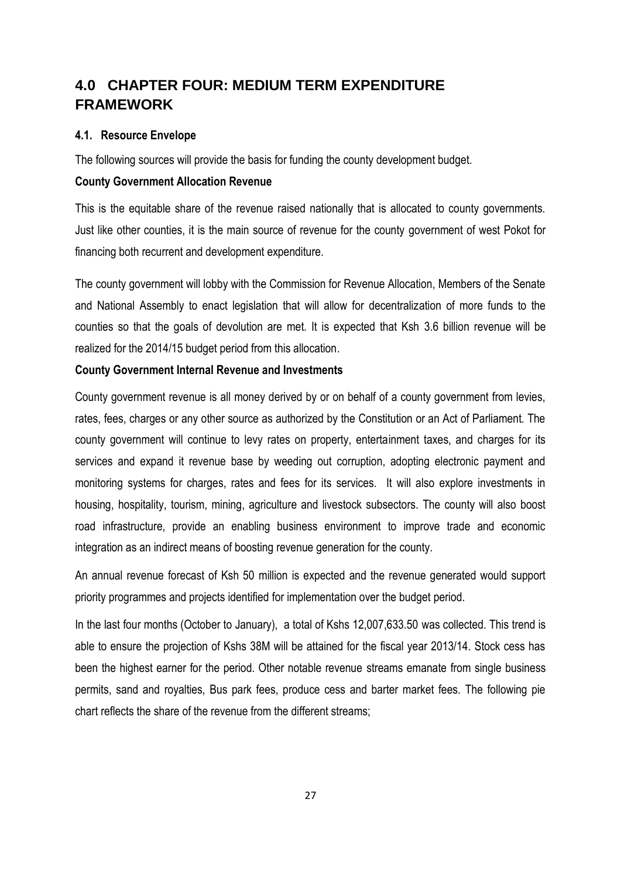# 4.0 CHAPTER FOUR: MEDIUM TERM EXPENDITURE FRAMEWORK

## 4.1. Resource Envelope

The following sources will provide the basis for funding the county development budget.

**County Government Allocation Revenue**

This is the equitable share of the revenue raised nationally that is allocated to county governments. Just like other counties, it is the main source of revenue for the county government of west Pokot for financing both recurrent and development expenditure.

The county government will lobby with the Commission for Revenue Allocation, Members of the Senate and National Assembly to enact legislation that will allow for decentralization of more funds to the counties so that the goals of devolution are met. It is expected that Ksh 3.6 billion revenue will be realized for the 2014/15 budget period from this allocation.

**County Government Internal Revenue and Investments**

County government revenue is all money derived by or on behalf of a county government from levies, rates, fees, charges or any other source as authorized by the Constitution or an Act of Parliament. The county government will continue to levy rates on property, entertainment taxes, and charges for its services and expand it revenue base by weeding out corruption, adopting electronic payment and monitoring systems for charges, rates and fees for its services. It will also explore investments in housing, hospitality, tourism, mining, agriculture and livestock subsectors. The county will also boost road infrastructure, provide an enabling business environment to improve trade and economic integration as an indirect means of boosting revenue generation for the county.

An annual revenue forecast of Ksh 50 million is expected and the revenue generated would support priority programmes and projects identified for implementation over the budget period.

In the last four months (October to January), a total of Kshs 12,007,633.50 was collected. This trend is able to ensure the projection of Kshs 38M will be attained for the fiscal year 2013/14. Stock cess has been the highest earner for the period. Other notable revenue streams emanate from single business permits, sand and royalties, Bus park fees, produce cess and barter market fees. The following pie chart reflects the share of the revenue from the different streams;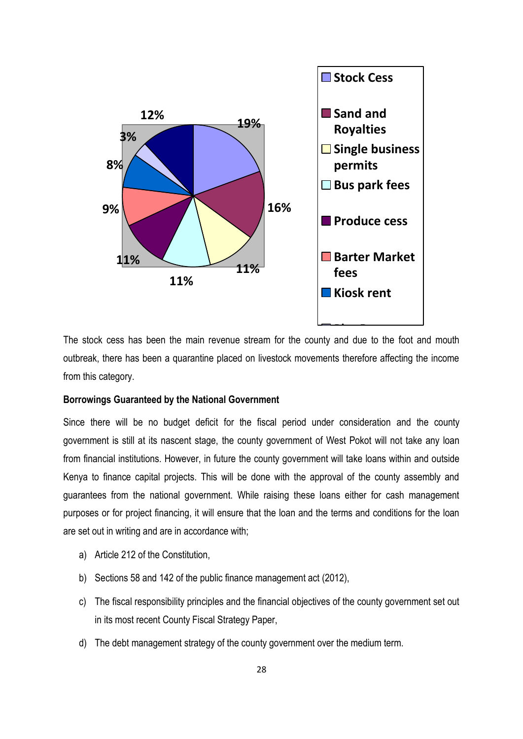The stock cess has been the main revenue stream for the county and due to the foot and mouth outbreak, there has been a quarantine placed on livestock movements therefore affecting the income from this category.

**Borrowings Guaranteed by the National Government**

Since there will be no budget deficit for the fiscal period under consideration and the county government is still at its nascent stage, the county government of West Pokot will not take any loan from financial institutions. However, in future the county government will take loans within and outside Kenya to finance capital projects. This will be done with the approval of the county assembly and guarantees from the national government. While raising these loans either for cash management purposes or for project financing, it will ensure that the loan and the terms and conditions for the loan are set out in writing and are in accordance with;

a) Article 212 of the Constitution,

b) Sections 58 and 142 of the public finance management act (2012),

c) The fiscal responsibility principles and the financial objectives of the county government set out in its most recent County Fiscal Strategy Paper,

d) The debt management strategy of the county government over the medium term.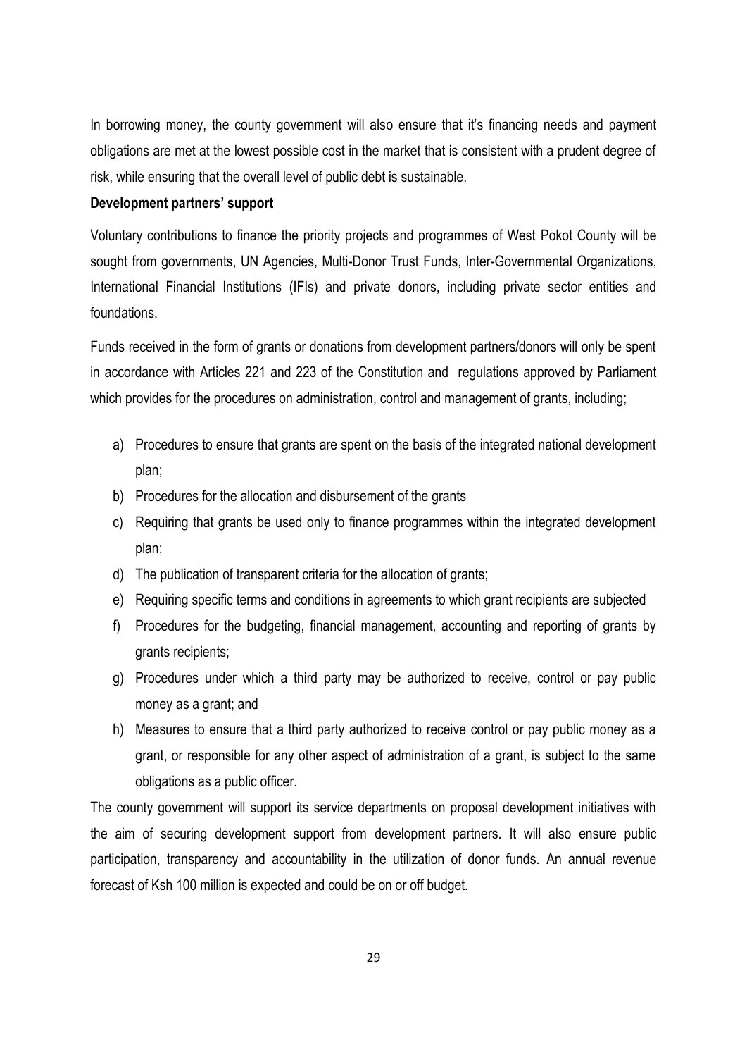In borrowing money, the county government will also ensure that it's financing needs and payment obligations are met at the lowest possible cost in the market that is consistent with a prudent degree of risk, while ensuring that the overall level of public debt is sustainable.

**Development partners' support**

Voluntary contributions to finance the priority projects and programmes of West Pokot County will be sought from governments, UN Agencies, Multi-Donor Trust Funds, Inter-Governmental Organizations, International Financial Institutions (IFIs) and private donors, including private sector entities and foundations.

Funds received in the form of grants or donations from development partners/donors will only be spent in accordance with Articles 221 and 223 of the Constitution and regulations approved by Parliament which provides for the procedures on administration, control and management of grants, including;

a) Procedures to ensure that grants are spent on the basis of the integrated national development plan;
b) Procedures for the allocation and disbursement of the grants
c) Requiring that grants be used only to finance programmes within the integrated development plan;
d) The publication of transparent criteria for the allocation of grants;
e) Requiring specific terms and conditions in agreements to which grant recipients are subjected
f) Procedures for the budgeting, financial management, accounting and reporting of grants by grants recipients;
g) Procedures under which a third party may be authorized to receive, control or pay public money as a grant; and
h) Measures to ensure that a third party authorized to receive control or pay public money as a grant, or responsible for any other aspect of administration of a grant, is subject to the same obligations as a public officer.

The county government will support its service departments on proposal development initiatives with the aim of securing development support from development partners. It will also ensure public participation, transparency and accountability in the utilization of donor funds. An annual revenue forecast of Ksh 100 million is expected and could be on or off budget.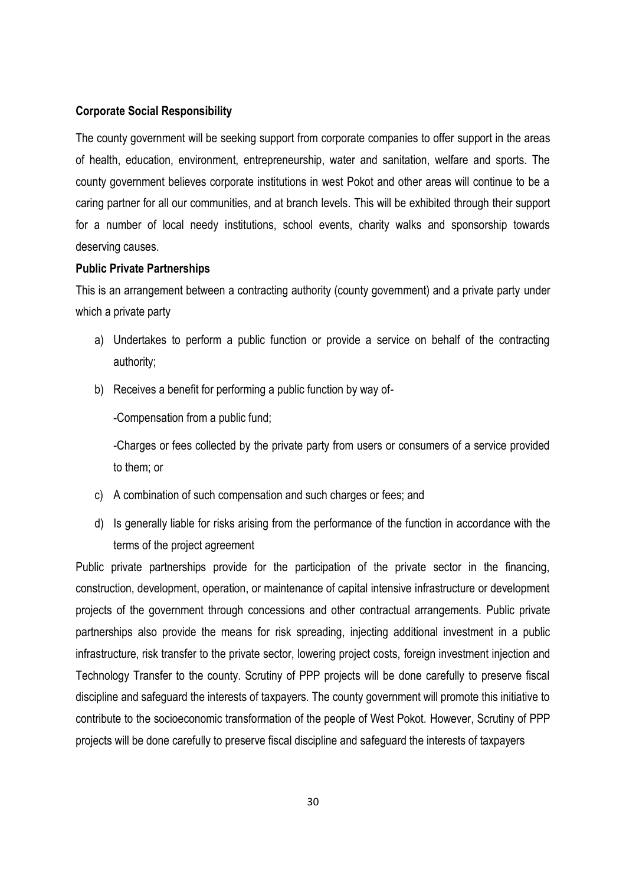**Corporate Social Responsibility**

The county government will be seeking support from corporate companies to offer support in the areas of health, education, environment, entrepreneurship, water and sanitation, welfare and sports. The county government believes corporate institutions in west Pokot and other areas will continue to be a caring partner for all our communities, and at branch levels. This will be exhibited through their support for a number of local needy institutions, school events, charity walks and sponsorship towards deserving causes.

**Public Private Partnerships**

This is an arrangement between a contracting authority (county government) and a private party under which a private party

a) Undertakes to perform a public function or provide a service on behalf of the contracting authority;

b) Receives a benefit for performing a public function by way of-

   -Compensation from a public fund;

   -Charges or fees collected by the private party from users or consumers of a service provided to them; or

c) A combination of such compensation and such charges or fees; and

d) Is generally liable for risks arising from the performance of the function in accordance with the terms of the project agreement

Public private partnerships provide for the participation of the private sector in the financing, construction, development, operation, or maintenance of capital intensive infrastructure or development projects of the government through concessions and other contractual arrangements. Public private partnerships also provide the means for risk spreading, injecting additional investment in a public infrastructure, risk transfer to the private sector, lowering project costs, foreign investment injection and Technology Transfer to the county. Scrutiny of PPP projects will be done carefully to preserve fiscal discipline and safeguard the interests of taxpayers. The county government will promote this initiative to contribute to the socioeconomic transformation of the people of West Pokot. However, Scrutiny of PPP projects will be done carefully to preserve fiscal discipline and safeguard the interests of taxpayers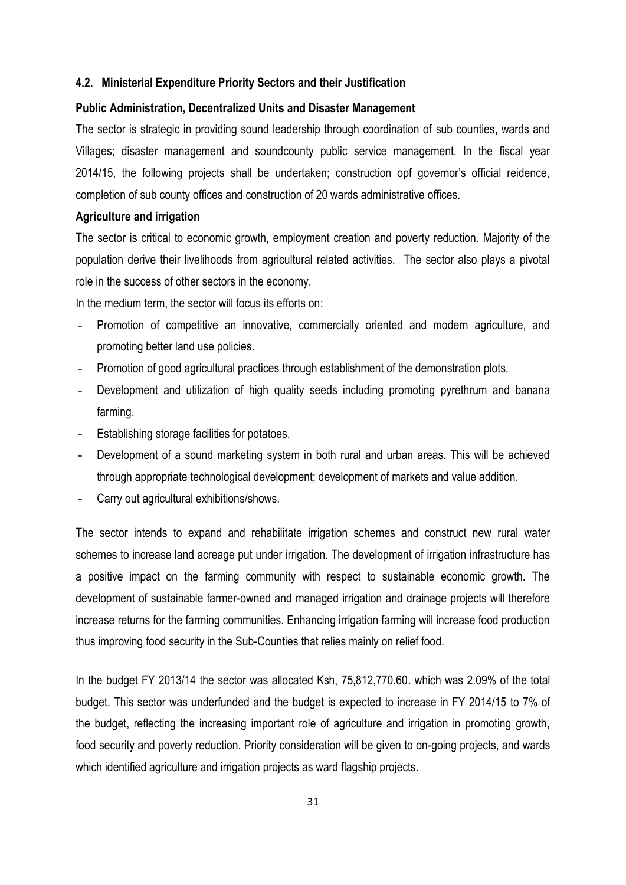### 4.2. Ministerial Expenditure Priority Sectors and their Justification

**Public Administration, Decentralized Units and Disaster Management**

The sector is strategic in providing sound leadership through coordination of sub counties, wards and Villages; disaster management and soundcounty public service management. In the fiscal year 2014/15, the following projects shall be undertaken; construction opf governor's official reidence, completion of sub county offices and construction of 20 wards administrative offices.

**Agriculture and irrigation**

The sector is critical to economic growth, employment creation and poverty reduction. Majority of the population derive their livelihoods from agricultural related activities. The sector also plays a pivotal role in the success of other sectors in the economy.

In the medium term, the sector will focus its efforts on:

- Promotion of competitive an innovative, commercially oriented and modern agriculture, and promoting better land use policies.
- Promotion of good agricultural practices through establishment of the demonstration plots.
- Development and utilization of high quality seeds including promoting pyrethrum and banana farming.
- Establishing storage facilities for potatoes.
- Development of a sound marketing system in both rural and urban areas. This will be achieved through appropriate technological development; development of markets and value addition.
- Carry out agricultural exhibitions/shows.

The sector intends to expand and rehabilitate irrigation schemes and construct new rural water schemes to increase land acreage put under irrigation. The development of irrigation infrastructure has a positive impact on the farming community with respect to sustainable economic growth. The development of sustainable farmer-owned and managed irrigation and drainage projects will therefore increase returns for the farming communities. Enhancing irrigation farming will increase food production thus improving food security in the Sub-Counties that relies mainly on relief food.

In the budget FY 2013/14 the sector was allocated Ksh, 75,812,770.60. which was 2.09% of the total budget. This sector was underfunded and the budget is expected to increase in FY 2014/15 to 7% of the budget, reflecting the increasing important role of agriculture and irrigation in promoting growth, food security and poverty reduction. Priority consideration will be given to on-going projects, and wards which identified agriculture and irrigation projects as ward flagship projects.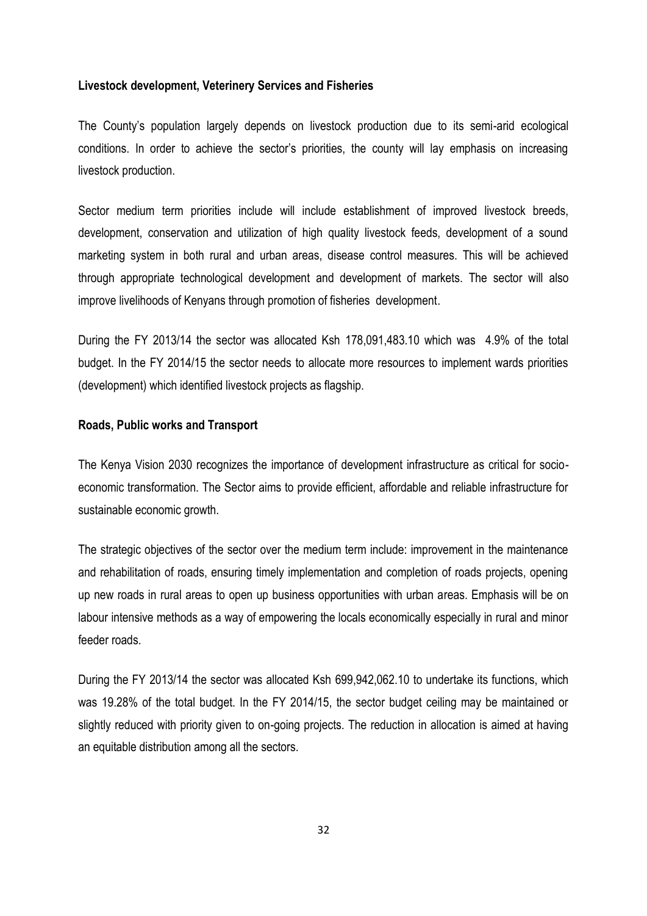**Livestock development, Veterinery Services and Fisheries**

The County's population largely depends on livestock production due to its semi-arid ecological conditions. In order to achieve the sector's priorities, the county will lay emphasis on increasing livestock production.

Sector medium term priorities include will include establishment of improved livestock breeds, development, conservation and utilization of high quality livestock feeds, development of a sound marketing system in both rural and urban areas, disease control measures. This will be achieved through appropriate technological development and development of markets. The sector will also improve livelihoods of Kenyans through promotion of fisheries development.

During the FY 2013/14 the sector was allocated Ksh 178,091,483.10 which was 4.9% of the total budget. In the FY 2014/15 the sector needs to allocate more resources to implement wards priorities (development) which identified livestock projects as flagship.

**Roads, Public works and Transport**

The Kenya Vision 2030 recognizes the importance of development infrastructure as critical for socio-economic transformation. The Sector aims to provide efficient, affordable and reliable infrastructure for sustainable economic growth.

The strategic objectives of the sector over the medium term include: improvement in the maintenance and rehabilitation of roads, ensuring timely implementation and completion of roads projects, opening up new roads in rural areas to open up business opportunities with urban areas. Emphasis will be on labour intensive methods as a way of empowering the locals economically especially in rural and minor feeder roads.

During the FY 2013/14 the sector was allocated Ksh 699,942,062.10 to undertake its functions, which was 19.28% of the total budget. In the FY 2014/15, the sector budget ceiling may be maintained or slightly reduced with priority given to on-going projects. The reduction in allocation is aimed at having an equitable distribution among all the sectors.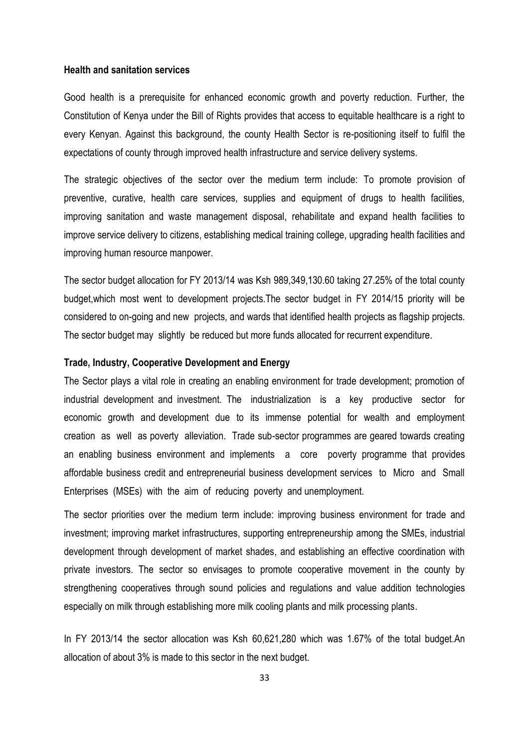**Health and sanitation services**

Good health is a prerequisite for enhanced economic growth and poverty reduction. Further, the Constitution of Kenya under the Bill of Rights provides that access to equitable healthcare is a right to every Kenyan. Against this background, the county Health Sector is re-positioning itself to fulfil the expectations of county through improved health infrastructure and service delivery systems.

The strategic objectives of the sector over the medium term include: To promote provision of preventive, curative, health care services, supplies and equipment of drugs to health facilities, improving sanitation and waste management disposal, rehabilitate and expand health facilities to improve service delivery to citizens, establishing medical training college, upgrading health facilities and improving human resource manpower.

The sector budget allocation for FY 2013/14 was Ksh 989,349,130.60 taking 27.25% of the total county budget,which most went to development projects.The sector budget in FY 2014/15 priority will be considered to on-going and new projects, and wards that identified health projects as flagship projects. The sector budget may slightly be reduced but more funds allocated for recurrent expenditure.

**Trade, Industry, Cooperative Development and Energy**

The Sector plays a vital role in creating an enabling environment for trade development; promotion of industrial development and investment. The industrialization is a key productive sector for economic growth and development due to its immense potential for wealth and employment creation as well as poverty alleviation. Trade sub-sector programmes are geared towards creating an enabling business environment and implements a core poverty programme that provides affordable business credit and entrepreneurial business development services to Micro and Small Enterprises (MSEs) with the aim of reducing poverty and unemployment.

The sector priorities over the medium term include: improving business environment for trade and investment; improving market infrastructures, supporting entrepreneurship among the SMEs, industrial development through development of market shades, and establishing an effective coordination with private investors. The sector so envisages to promote cooperative movement in the county by strengthening cooperatives through sound policies and regulations and value addition technologies especially on milk through establishing more milk cooling plants and milk processing plants.

In FY 2013/14 the sector allocation was Ksh 60,621,280 which was 1.67% of the total budget.An allocation of about 3% is made to this sector in the next budget.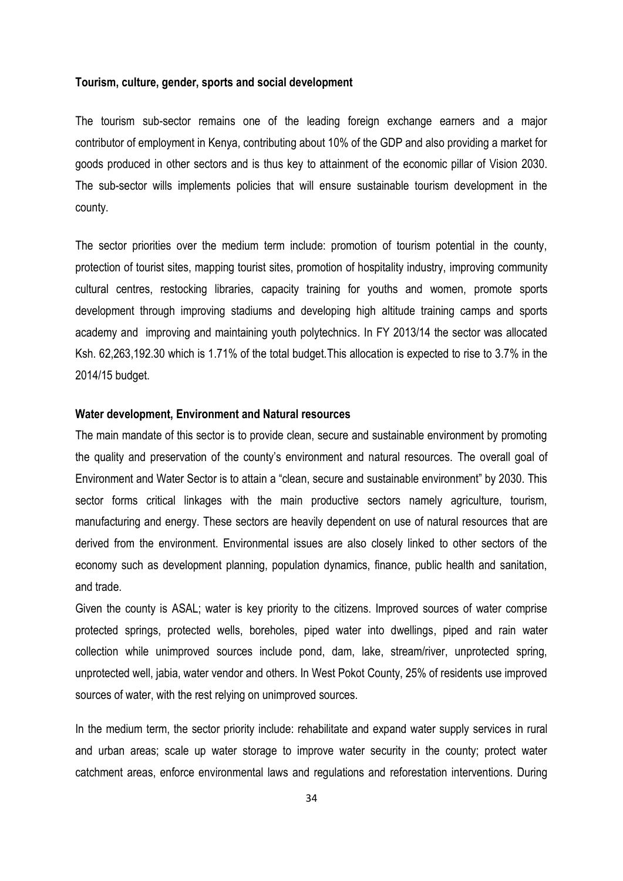**Tourism, culture, gender, sports and social development**

The tourism sub-sector remains one of the leading foreign exchange earners and a major contributor of employment in Kenya, contributing about 10% of the GDP and also providing a market for goods produced in other sectors and is thus key to attainment of the economic pillar of Vision 2030. The sub-sector wills implements policies that will ensure sustainable tourism development in the county.

The sector priorities over the medium term include: promotion of tourism potential in the county, protection of tourist sites, mapping tourist sites, promotion of hospitality industry, improving community cultural centres, restocking libraries, capacity training for youths and women, promote sports development through improving stadiums and developing high altitude training camps and sports academy and improving and maintaining youth polytechnics. In FY 2013/14 the sector was allocated Ksh. 62,263,192.30 which is 1.71% of the total budget.This allocation is expected to rise to 3.7% in the 2014/15 budget.

**Water development, Environment and Natural resources**

The main mandate of this sector is to provide clean, secure and sustainable environment by promoting the quality and preservation of the county's environment and natural resources. The overall goal of Environment and Water Sector is to attain a "clean, secure and sustainable environment" by 2030. This sector forms critical linkages with the main productive sectors namely agriculture, tourism, manufacturing and energy. These sectors are heavily dependent on use of natural resources that are derived from the environment. Environmental issues are also closely linked to other sectors of the economy such as development planning, population dynamics, finance, public health and sanitation, and trade.

Given the county is ASAL; water is key priority to the citizens. Improved sources of water comprise protected springs, protected wells, boreholes, piped water into dwellings, piped and rain water collection while unimproved sources include pond, dam, lake, stream/river, unprotected spring, unprotected well, jabia, water vendor and others. In West Pokot County, 25% of residents use improved sources of water, with the rest relying on unimproved sources.

In the medium term, the sector priority include: rehabilitate and expand water supply services in rural and urban areas; scale up water storage to improve water security in the county; protect water catchment areas, enforce environmental laws and regulations and reforestation interventions. During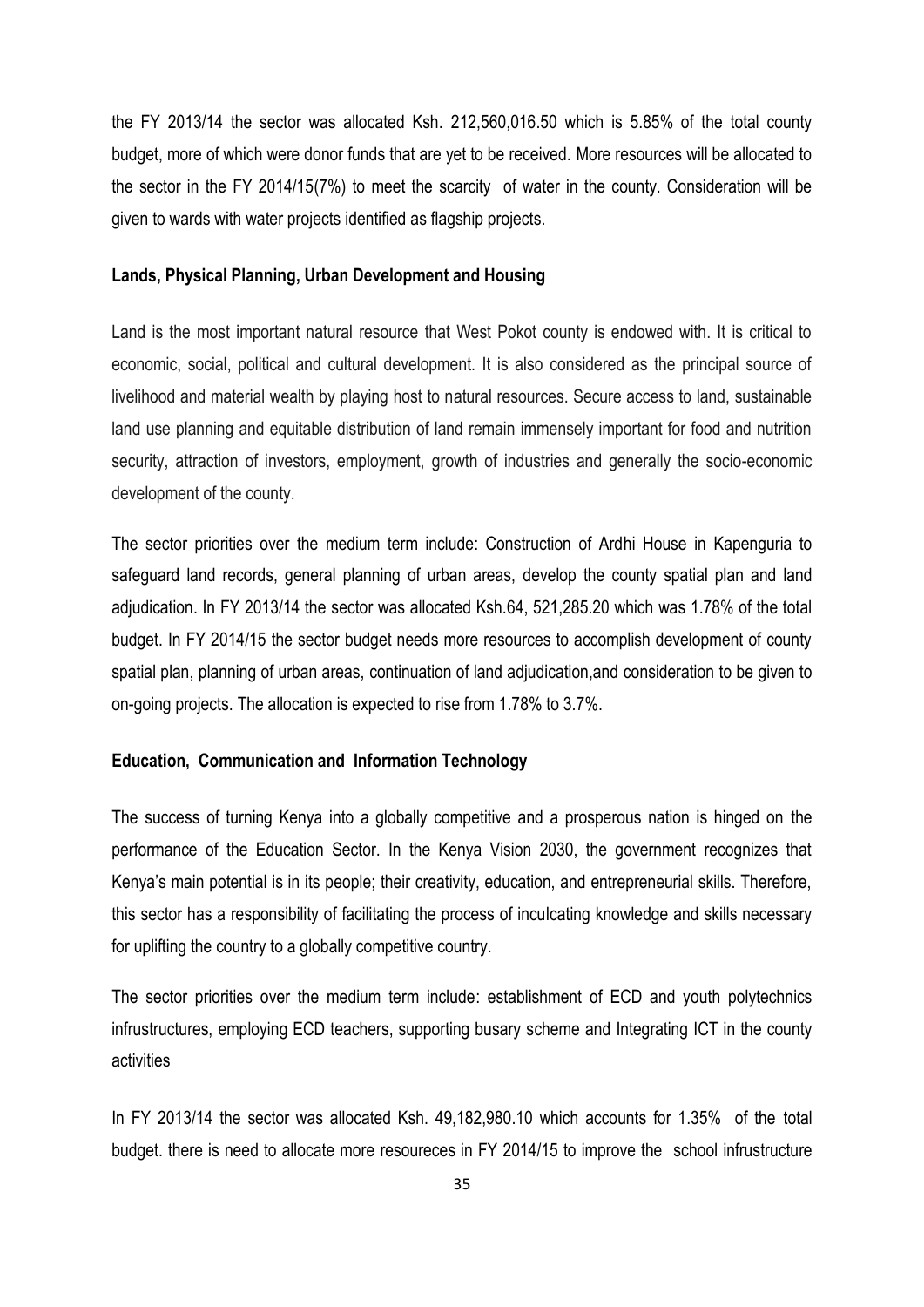the FY 2013/14 the sector was allocated Ksh. 212,560,016.50 which is 5.85% of the total county budget, more of which were donor funds that are yet to be received. More resources will be allocated to the sector in the FY 2014/15(7%) to meet the scarcity of water in the county. Consideration will be given to wards with water projects identified as flagship projects.

#### Lands, Physical Planning, Urban Development and Housing

Land is the most important natural resource that West Pokot county is endowed with. It is critical to economic, social, political and cultural development. It is also considered as the principal source of livelihood and material wealth by playing host to natural resources. Secure access to land, sustainable land use planning and equitable distribution of land remain immensely important for food and nutrition security, attraction of investors, employment, growth of industries and generally the socio-economic development of the county.

The sector priorities over the medium term include: Construction of Ardhi House in Kapenguria to safeguard land records, general planning of urban areas, develop the county spatial plan and land adjudication. In FY 2013/14 the sector was allocated Ksh.64, 521,285.20 which was 1.78% of the total budget. In FY 2014/15 the sector budget needs more resources to accomplish development of county spatial plan, planning of urban areas, continuation of land adjudication,and consideration to be given to on-going projects. The allocation is expected to rise from 1.78% to 3.7%.

#### Education, Communication and Information Technology

The success of turning Kenya into a globally competitive and a prosperous nation is hinged on the performance of the Education Sector. In the Kenya Vision 2030, the government recognizes that Kenya's main potential is in its people; their creativity, education, and entrepreneurial skills. Therefore, this sector has a responsibility of facilitating the process of inculcating knowledge and skills necessary for uplifting the country to a globally competitive country.

The sector priorities over the medium term include: establishment of ECD and youth polytechnics infrustructures, employing ECD teachers, supporting busary scheme and Integrating ICT in the county activities

In FY 2013/14 the sector was allocated Ksh. 49,182,980.10 which accounts for 1.35% of the total budget. there is need to allocate more resoureces in FY 2014/15 to improve the school infrustructure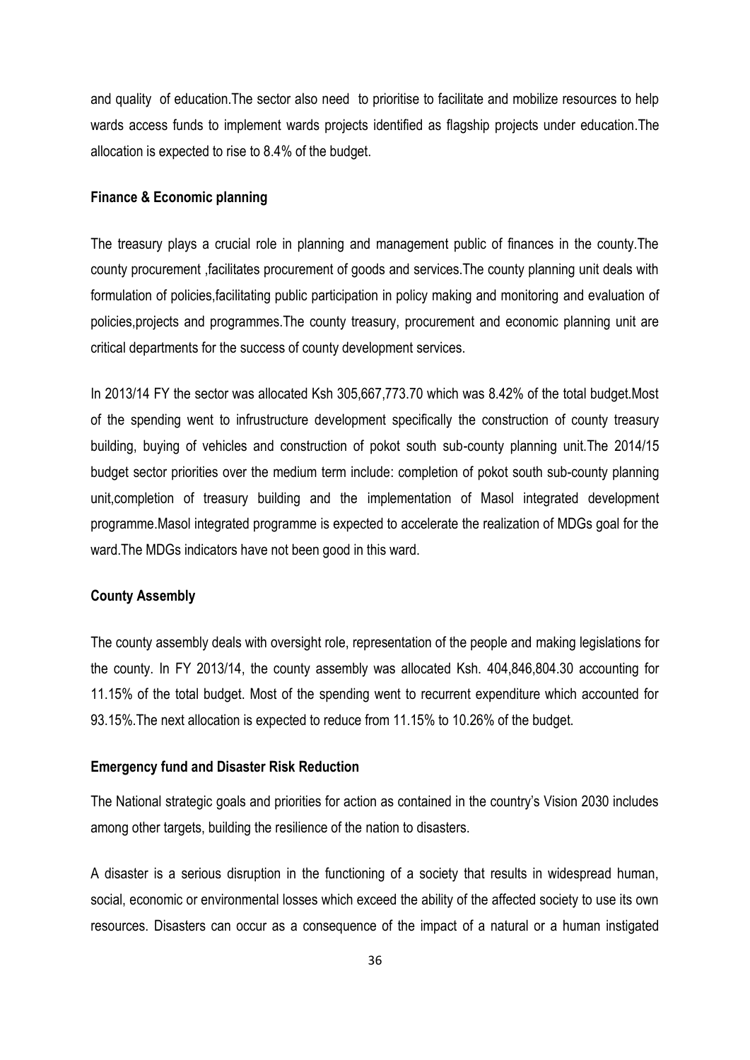and quality of education.The sector also need to prioritise to facilitate and mobilize resources to help wards access funds to implement wards projects identified as flagship projects under education.The allocation is expected to rise to 8.4% of the budget.

**Finance & Economic planning**

The treasury plays a crucial role in planning and management public of finances in the county.The county procurement ,facilitates procurement of goods and services.The county planning unit deals with formulation of policies,facilitating public participation in policy making and monitoring and evaluation of policies,projects and programmes.The county treasury, procurement and economic planning unit are critical departments for the success of county development services.

In 2013/14 FY the sector was allocated Ksh 305,667,773.70 which was 8.42% of the total budget.Most of the spending went to infrustructure development specifically the construction of county treasury building, buying of vehicles and construction of pokot south sub-county planning unit.The 2014/15 budget sector priorities over the medium term include: completion of pokot south sub-county planning unit,completion of treasury building and the implementation of Masol integrated development programme.Masol integrated programme is expected to accelerate the realization of MDGs goal for the ward.The MDGs indicators have not been good in this ward.

**County Assembly**

The county assembly deals with oversight role, representation of the people and making legislations for the county. In FY 2013/14, the county assembly was allocated Ksh. 404,846,804.30 accounting for 11.15% of the total budget. Most of the spending went to recurrent expenditure which accounted for 93.15%.The next allocation is expected to reduce from 11.15% to 10.26% of the budget.

**Emergency fund and Disaster Risk Reduction**

The National strategic goals and priorities for action as contained in the country's Vision 2030 includes among other targets, building the resilience of the nation to disasters.

A disaster is a serious disruption in the functioning of a society that results in widespread human, social, economic or environmental losses which exceed the ability of the affected society to use its own resources. Disasters can occur as a consequence of the impact of a natural or a human instigated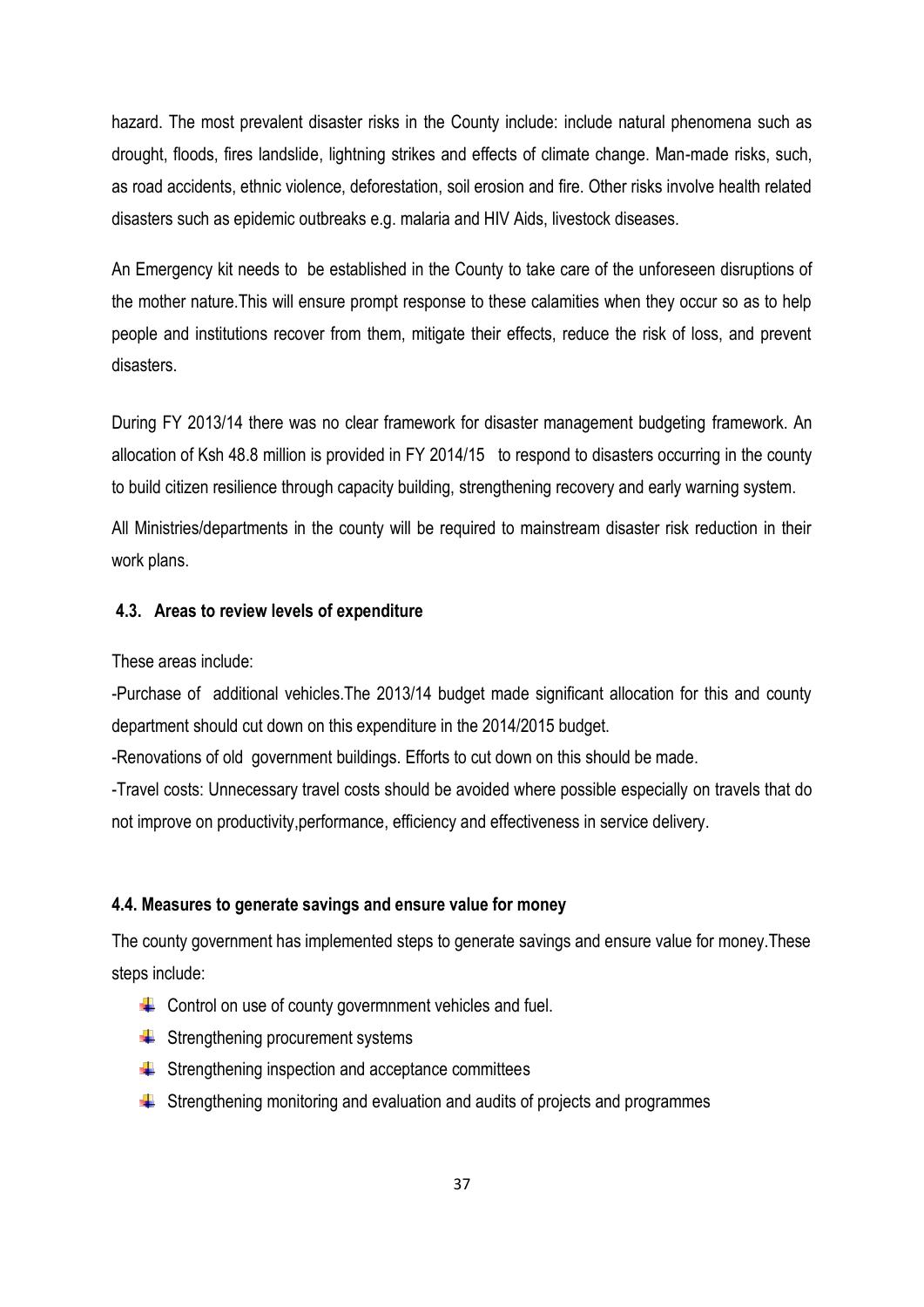hazard. The most prevalent disaster risks in the County include: include natural phenomena such as drought, floods, fires landslide, lightning strikes and effects of climate change. Man-made risks, such, as road accidents, ethnic violence, deforestation, soil erosion and fire. Other risks involve health related disasters such as epidemic outbreaks e.g. malaria and HIV Aids, livestock diseases.

An Emergency kit needs to be established in the County to take care of the unforeseen disruptions of the mother nature.This will ensure prompt response to these calamities when they occur so as to help people and institutions recover from them, mitigate their effects, reduce the risk of loss, and prevent disasters.

During FY 2013/14 there was no clear framework for disaster management budgeting framework. An allocation of Ksh 48.8 million is provided in FY 2014/15 to respond to disasters occurring in the county to build citizen resilience through capacity building, strengthening recovery and early warning system.

All Ministries/departments in the county will be required to mainstream disaster risk reduction in their work plans.

### 4.3. Areas to review levels of expenditure

These areas include:

-Purchase of additional vehicles.The 2013/14 budget made significant allocation for this and county department should cut down on this expenditure in the 2014/2015 budget.

-Renovations of old government buildings. Efforts to cut down on this should be made.

-Travel costs: Unnecessary travel costs should be avoided where possible especially on travels that do not improve on productivity,performance, efficiency and effectiveness in service delivery.

### 4.4. Measures to generate savings and ensure value for money

The county government has implemented steps to generate savings and ensure value for money.These steps include:

- Control on use of county govermnment vehicles and fuel.
- Strengthening procurement systems
- Strengthening inspection and acceptance committees
- Strengthening monitoring and evaluation and audits of projects and programmes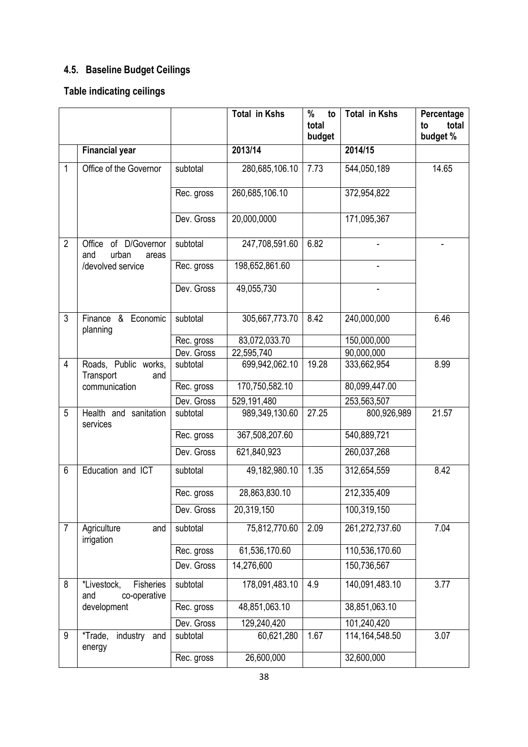## 4.5. Baseline Budget Ceilings

### Table indicating ceilings

| | | | Total in Kshs | % to total budget | Total in Kshs | Percentage to total budget % |
|---|---|---|---|---|---|---|
| | **Financial year** | | **2013/14** | | **2014/15** | |
| 1 | Office of the Governor | subtotal | 280,685,106.10 | 7.73 | 544,050,189 | 14.65 |
| | | Rec. gross | 260,685,106.10 | | 372,954,822 | |
| | | Dev. Gross | 20,000,0000 | | 171,095,367 | |
| 2 | Office of D/Governor and urban areas /devolved service | subtotal | 247,708,591.60 | 6.82 | - | - |
| | | Rec. gross | 198,652,861.60 | | - | |
| | | Dev. Gross | 49,055,730 | | - | |
| 3 | Finance & Economic planning | subtotal | 305,667,773.70 | 8.42 | 240,000,000 | 6.46 |
| | | Rec. gross | 83,072,033.70 | | 150,000,000 | |
| | | Dev. Gross | 22,595,740 | | 90,000,000 | |
| 4 | Roads, Public works, Transport and communication | subtotal | 699,942,062.10 | 19.28 | 333,662,954 | 8.99 |
| | | Rec. gross | 170,750,582.10 | | 80,099,447.00 | |
| | | Dev. Gross | 529,191,480 | | 253,563,507 | |
| 5 | Health and sanitation services | subtotal | 989,349,130.60 | 27.25 | 800,926,989 | 21.57 |
| | | Rec. gross | 367,508,207.60 | | 540,889,721 | |
| | | Dev. Gross | 621,840,923 | | 260,037,268 | |
| 6 | Education and ICT | subtotal | 49,182,980.10 | 1.35 | 312,654,559 | 8.42 |
| | | Rec. gross | 28,863,830.10 | | 212,335,409 | |
| | | Dev. Gross | 20,319,150 | | 100,319,150 | |
| 7 | Agriculture and irrigation | subtotal | 75,812,770.60 | 2.09 | 261,272,737.60 | 7.04 |
| | | Rec. gross | 61,536,170.60 | | 110,536,170.60 | |
| | | Dev. Gross | 14,276,600 | | 150,736,567 | |
| 8 | *Livestock, Fisheries and co-operative development | subtotal | 178,091,483.10 | 4.9 | 140,091,483.10 | 3.77 |
| | | Rec. gross | 48,851,063.10 | | 38,851,063.10 | |
| | | Dev. Gross | 129,240,420 | | 101,240,420 | |
| 9 | *Trade, industry and energy | subtotal | 60,621,280 | 1.67 | 114,164,548.50 | 3.07 |
| | | Rec. gross | 26,600,000 | | 32,600,000 | |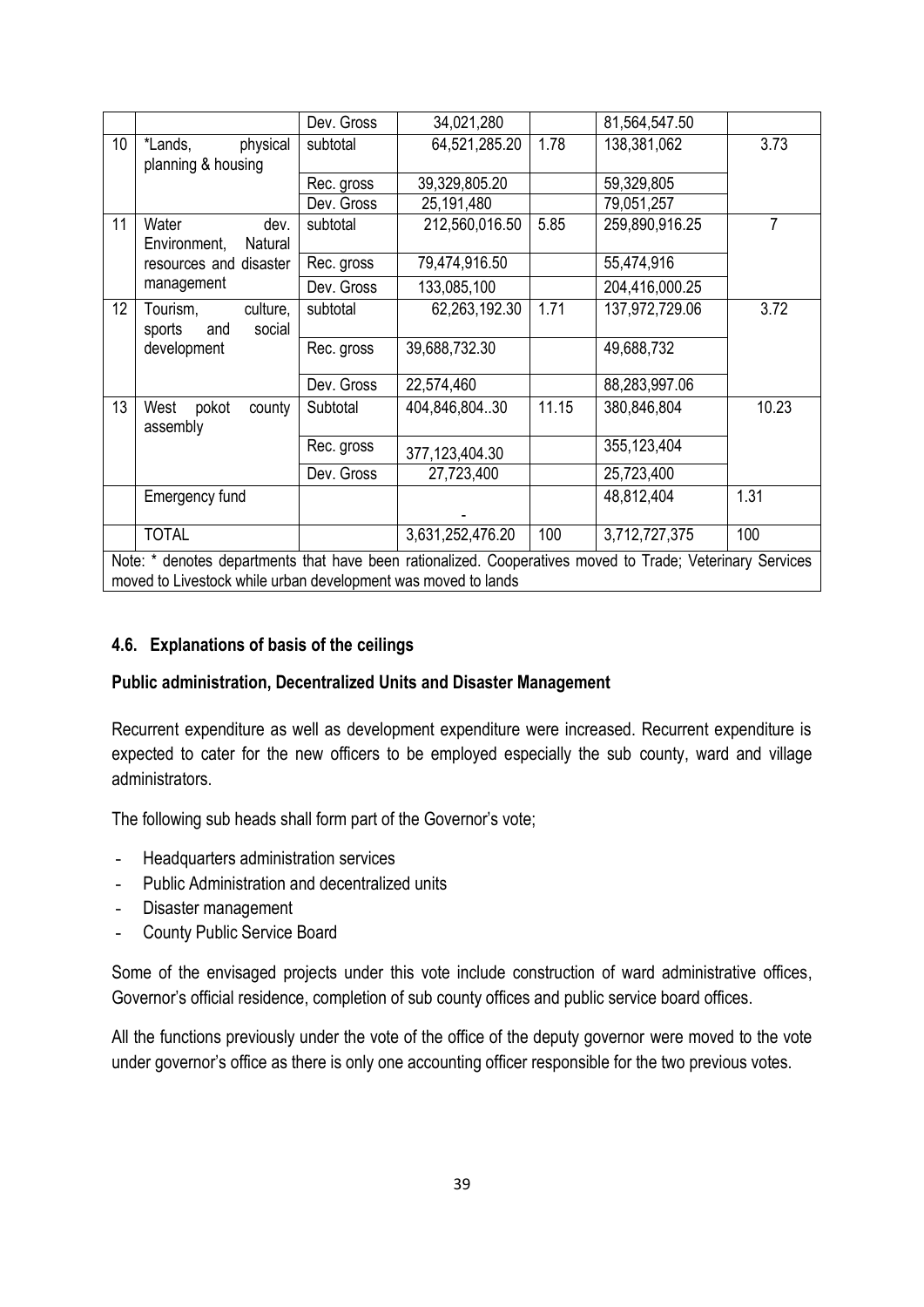| | | Dev. Gross | 34,021,280 | | 81,564,547.50 | |
|---|---|---|---|---|---|---|
| 10 | *Lands, physical planning & housing | subtotal | 64,521,285.20 | 1.78 | 138,381,062 | 3.73 |
| | | Rec. gross | 39,329,805.20 | | 59,329,805 | |
| | | Dev. Gross | 25,191,480 | | 79,051,257 | |
| 11 | Water dev. Environment, Natural resources and disaster management | subtotal | 212,560,016.50 | 5.85 | 259,890,916.25 | 7 |
| | | Rec. gross | 79,474,916.50 | | 55,474,916 | |
| | | Dev. Gross | 133,085,100 | | 204,416,000.25 | |
| 12 | Tourism, culture, sports and social development | subtotal | 62,263,192.30 | 1.71 | 137,972,729.06 | 3.72 |
| | | Rec. gross | 39,688,732.30 | | 49,688,732 | |
| | | Dev. Gross | 22,574,460 | | 88,283,997.06 | |
| 13 | West pokot county assembly | Subtotal | 404,846,804..30 | 11.15 | 380,846,804 | 10.23 |
| | | Rec. gross | 377,123,404.30 | | 355,123,404 | |
| | | Dev. Gross | 27,723,400 | | 25,723,400 | |
| | Emergency fund | | - | | 48,812,404 | 1.31 |
| | TOTAL | | 3,631,252,476.20 | 100 | 3,712,727,375 | 100 |

Note: * denotes departments that have been rationalized. Cooperatives moved to Trade; Veterinary Services moved to Livestock while urban development was moved to lands

### 4.6. Explanations of basis of the ceilings

**Public administration, Decentralized Units and Disaster Management**

Recurrent expenditure as well as development expenditure were increased. Recurrent expenditure is expected to cater for the new officers to be employed especially the sub county, ward and village administrators.

The following sub heads shall form part of the Governor's vote;

- Headquarters administration services
- Public Administration and decentralized units
- Disaster management
- County Public Service Board

Some of the envisaged projects under this vote include construction of ward administrative offices, Governor's official residence, completion of sub county offices and public service board offices.

All the functions previously under the vote of the office of the deputy governor were moved to the vote under governor's office as there is only one accounting officer responsible for the two previous votes.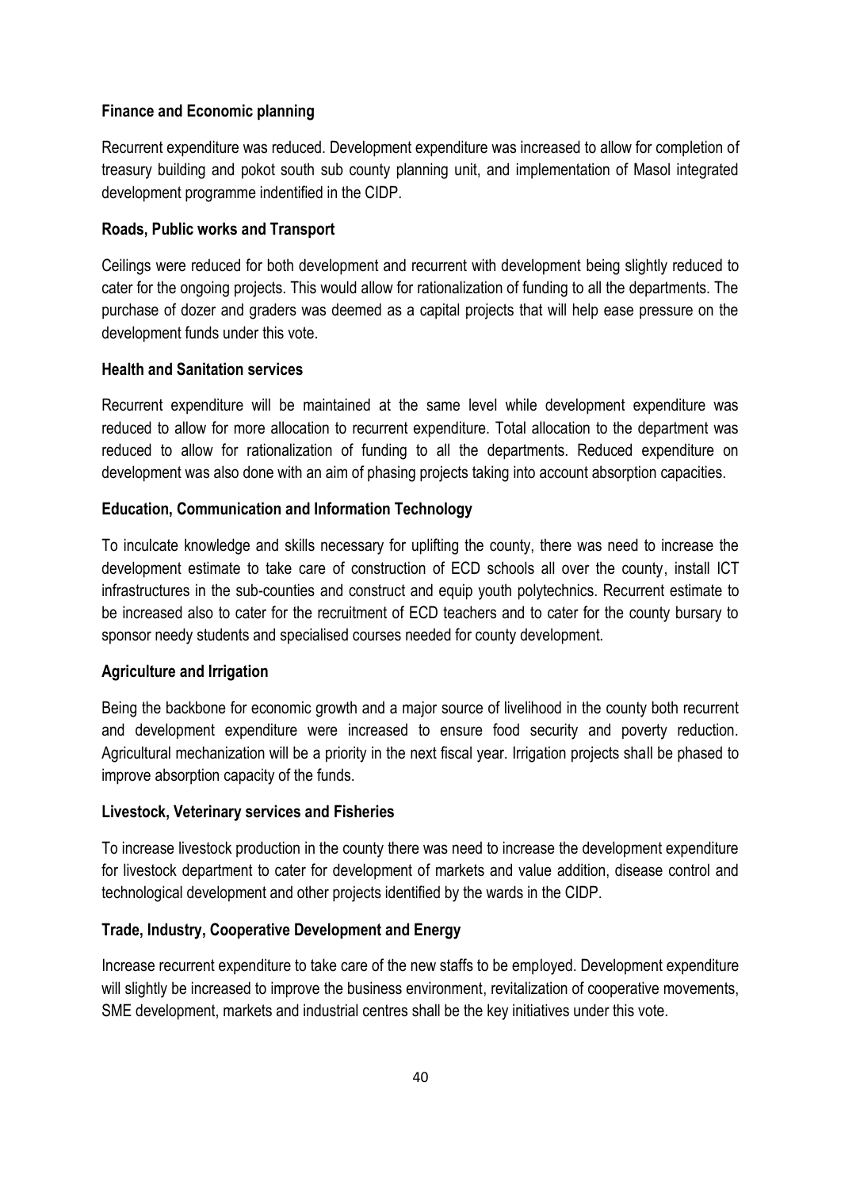**Finance and Economic planning**

Recurrent expenditure was reduced. Development expenditure was increased to allow for completion of treasury building and pokot south sub county planning unit, and implementation of Masol integrated development programme indentified in the CIDP.

**Roads, Public works and Transport**

Ceilings were reduced for both development and recurrent with development being slightly reduced to cater for the ongoing projects. This would allow for rationalization of funding to all the departments. The purchase of dozer and graders was deemed as a capital projects that will help ease pressure on the development funds under this vote.

**Health and Sanitation services**

Recurrent expenditure will be maintained at the same level while development expenditure was reduced to allow for more allocation to recurrent expenditure. Total allocation to the department was reduced to allow for rationalization of funding to all the departments. Reduced expenditure on development was also done with an aim of phasing projects taking into account absorption capacities.

**Education, Communication and Information Technology**

To inculcate knowledge and skills necessary for uplifting the county, there was need to increase the development estimate to take care of construction of ECD schools all over the county, install ICT infrastructures in the sub-counties and construct and equip youth polytechnics. Recurrent estimate to be increased also to cater for the recruitment of ECD teachers and to cater for the county bursary to sponsor needy students and specialised courses needed for county development.

**Agriculture and Irrigation**

Being the backbone for economic growth and a major source of livelihood in the county both recurrent and development expenditure were increased to ensure food security and poverty reduction. Agricultural mechanization will be a priority in the next fiscal year. Irrigation projects shall be phased to improve absorption capacity of the funds.

**Livestock, Veterinary services and Fisheries**

To increase livestock production in the county there was need to increase the development expenditure for livestock department to cater for development of markets and value addition, disease control and technological development and other projects identified by the wards in the CIDP.

**Trade, Industry, Cooperative Development and Energy**

Increase recurrent expenditure to take care of the new staffs to be employed. Development expenditure will slightly be increased to improve the business environment, revitalization of cooperative movements, SME development, markets and industrial centres shall be the key initiatives under this vote.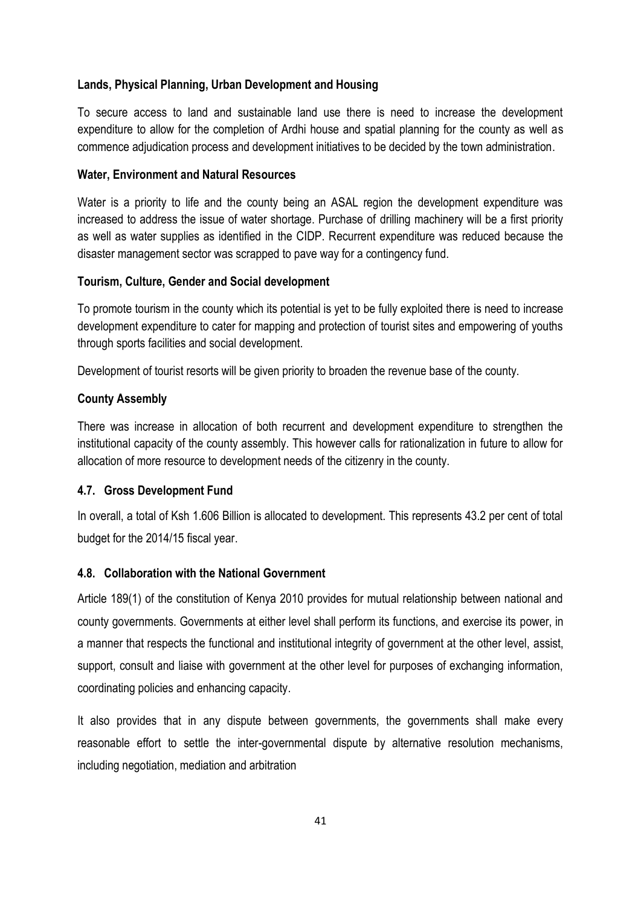**Lands, Physical Planning, Urban Development and Housing**

To secure access to land and sustainable land use there is need to increase the development expenditure to allow for the completion of Ardhi house and spatial planning for the county as well as commence adjudication process and development initiatives to be decided by the town administration.

**Water, Environment and Natural Resources**

Water is a priority to life and the county being an ASAL region the development expenditure was increased to address the issue of water shortage. Purchase of drilling machinery will be a first priority as well as water supplies as identified in the CIDP. Recurrent expenditure was reduced because the disaster management sector was scrapped to pave way for a contingency fund.

**Tourism, Culture, Gender and Social development**

To promote tourism in the county which its potential is yet to be fully exploited there is need to increase development expenditure to cater for mapping and protection of tourist sites and empowering of youths through sports facilities and social development.

Development of tourist resorts will be given priority to broaden the revenue base of the county.

**County Assembly**

There was increase in allocation of both recurrent and development expenditure to strengthen the institutional capacity of the county assembly. This however calls for rationalization in future to allow for allocation of more resource to development needs of the citizenry in the county.

### 4.7. Gross Development Fund

In overall, a total of Ksh 1.606 Billion is allocated to development. This represents 43.2 per cent of total budget for the 2014/15 fiscal year.

### 4.8. Collaboration with the National Government

Article 189(1) of the constitution of Kenya 2010 provides for mutual relationship between national and county governments. Governments at either level shall perform its functions, and exercise its power, in a manner that respects the functional and institutional integrity of government at the other level, assist, support, consult and liaise with government at the other level for purposes of exchanging information, coordinating policies and enhancing capacity.

It also provides that in any dispute between governments, the governments shall make every reasonable effort to settle the inter-governmental dispute by alternative resolution mechanisms, including negotiation, mediation and arbitration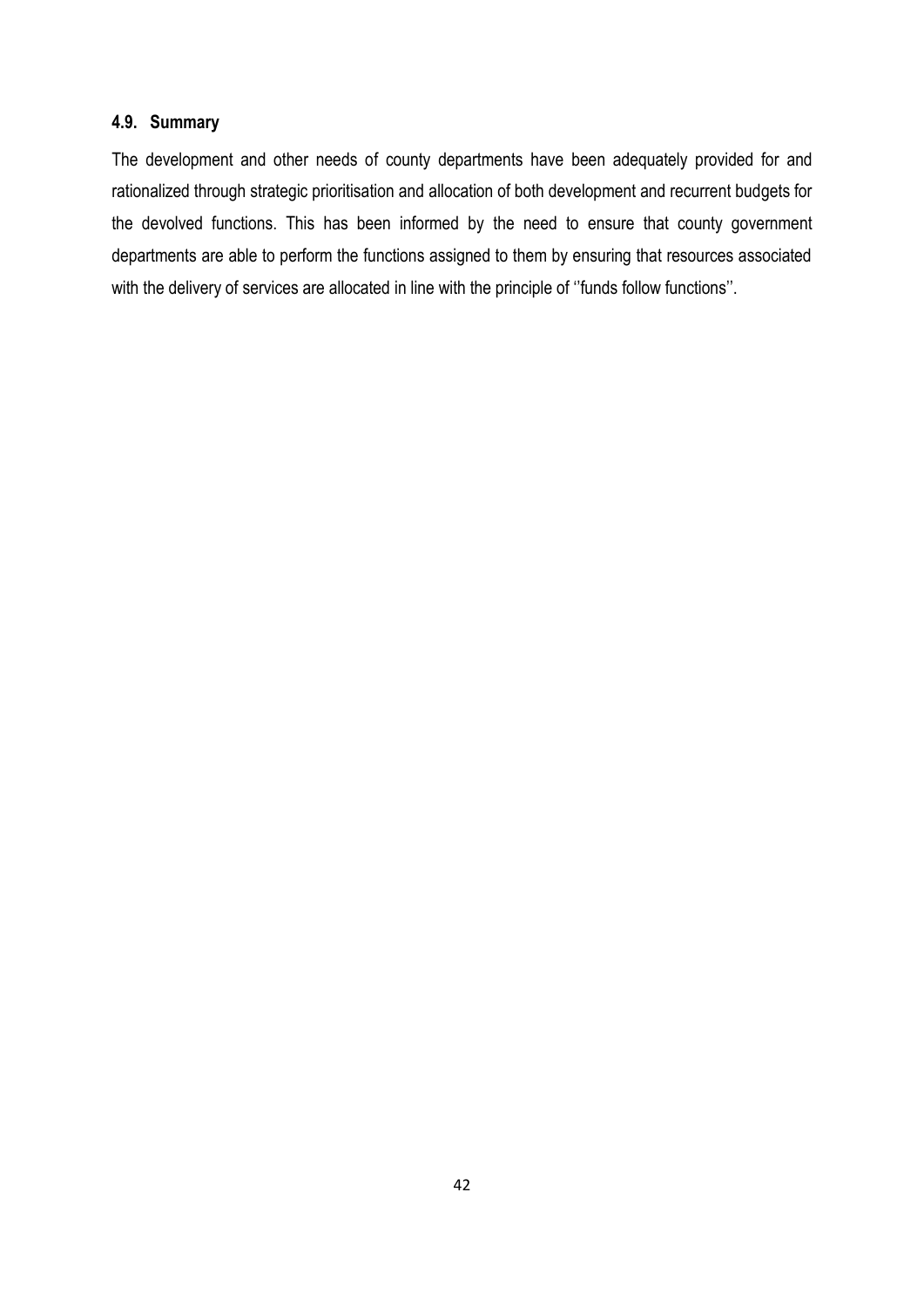### 4.9. Summary

The development and other needs of county departments have been adequately provided for and rationalized through strategic prioritisation and allocation of both development and recurrent budgets for the devolved functions. This has been informed by the need to ensure that county government departments are able to perform the functions assigned to them by ensuring that resources associated with the delivery of services are allocated in line with the principle of ''funds follow functions''.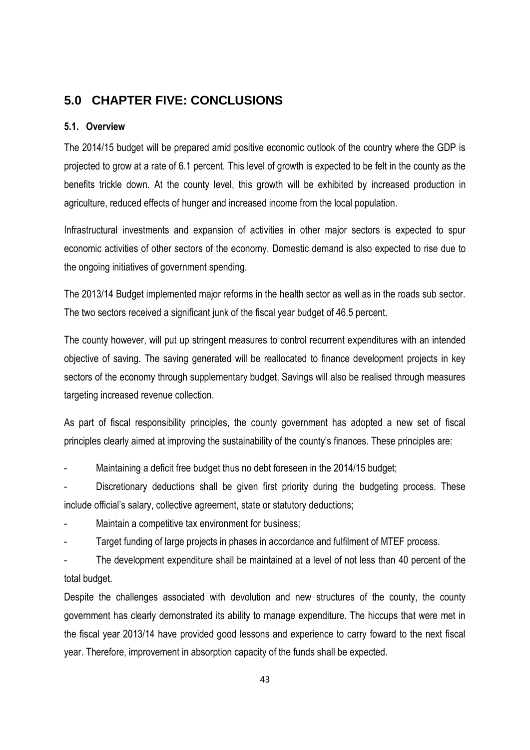## 5.0 CHAPTER FIVE: CONCLUSIONS

### 5.1. Overview

The 2014/15 budget will be prepared amid positive economic outlook of the country where the GDP is projected to grow at a rate of 6.1 percent. This level of growth is expected to be felt in the county as the benefits trickle down. At the county level, this growth will be exhibited by increased production in agriculture, reduced effects of hunger and increased income from the local population.

Infrastructural investments and expansion of activities in other major sectors is expected to spur economic activities of other sectors of the economy. Domestic demand is also expected to rise due to the ongoing initiatives of government spending.

The 2013/14 Budget implemented major reforms in the health sector as well as in the roads sub sector. The two sectors received a significant junk of the fiscal year budget of 46.5 percent.

The county however, will put up stringent measures to control recurrent expenditures with an intended objective of saving. The saving generated will be reallocated to finance development projects in key sectors of the economy through supplementary budget. Savings will also be realised through measures targeting increased revenue collection.

As part of fiscal responsibility principles, the county government has adopted a new set of fiscal principles clearly aimed at improving the sustainability of the county's finances. These principles are:

- Maintaining a deficit free budget thus no debt foreseen in the 2014/15 budget;
- Discretionary deductions shall be given first priority during the budgeting process. These include official's salary, collective agreement, state or statutory deductions;
- Maintain a competitive tax environment for business;
- Target funding of large projects in phases in accordance and fulfilment of MTEF process.
- The development expenditure shall be maintained at a level of not less than 40 percent of the total budget.

Despite the challenges associated with devolution and new structures of the county, the county government has clearly demonstrated its ability to manage expenditure. The hiccups that were met in the fiscal year 2013/14 have provided good lessons and experience to carry foward to the next fiscal year. Therefore, improvement in absorption capacity of the funds shall be expected.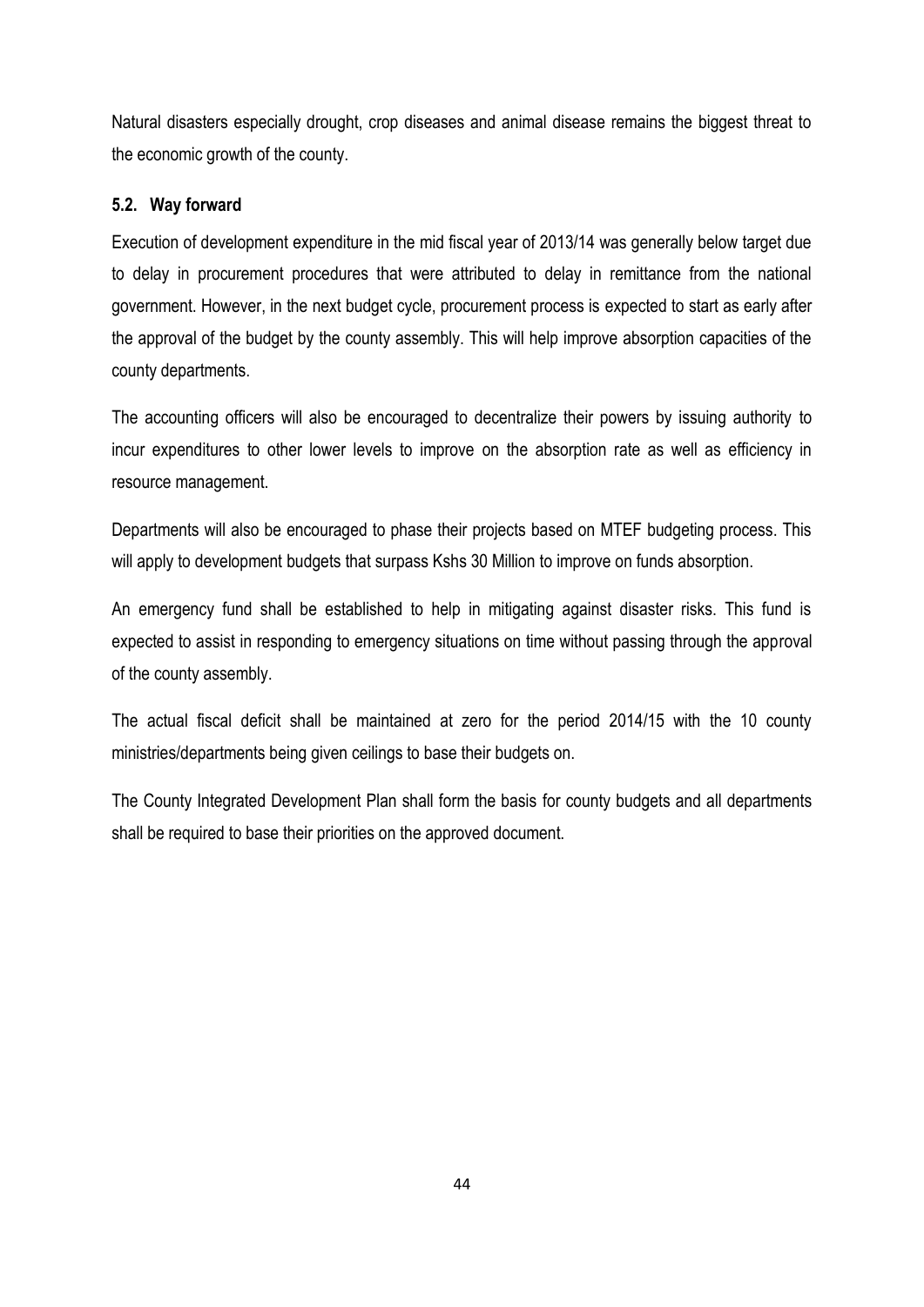Natural disasters especially drought, crop diseases and animal disease remains the biggest threat to the economic growth of the county.

### 5.2. Way forward

Execution of development expenditure in the mid fiscal year of 2013/14 was generally below target due to delay in procurement procedures that were attributed to delay in remittance from the national government. However, in the next budget cycle, procurement process is expected to start as early after the approval of the budget by the county assembly. This will help improve absorption capacities of the county departments.

The accounting officers will also be encouraged to decentralize their powers by issuing authority to incur expenditures to other lower levels to improve on the absorption rate as well as efficiency in resource management.

Departments will also be encouraged to phase their projects based on MTEF budgeting process. This will apply to development budgets that surpass Kshs 30 Million to improve on funds absorption.

An emergency fund shall be established to help in mitigating against disaster risks. This fund is expected to assist in responding to emergency situations on time without passing through the approval of the county assembly.

The actual fiscal deficit shall be maintained at zero for the period 2014/15 with the 10 county ministries/departments being given ceilings to base their budgets on.

The County Integrated Development Plan shall form the basis for county budgets and all departments shall be required to base their priorities on the approved document.